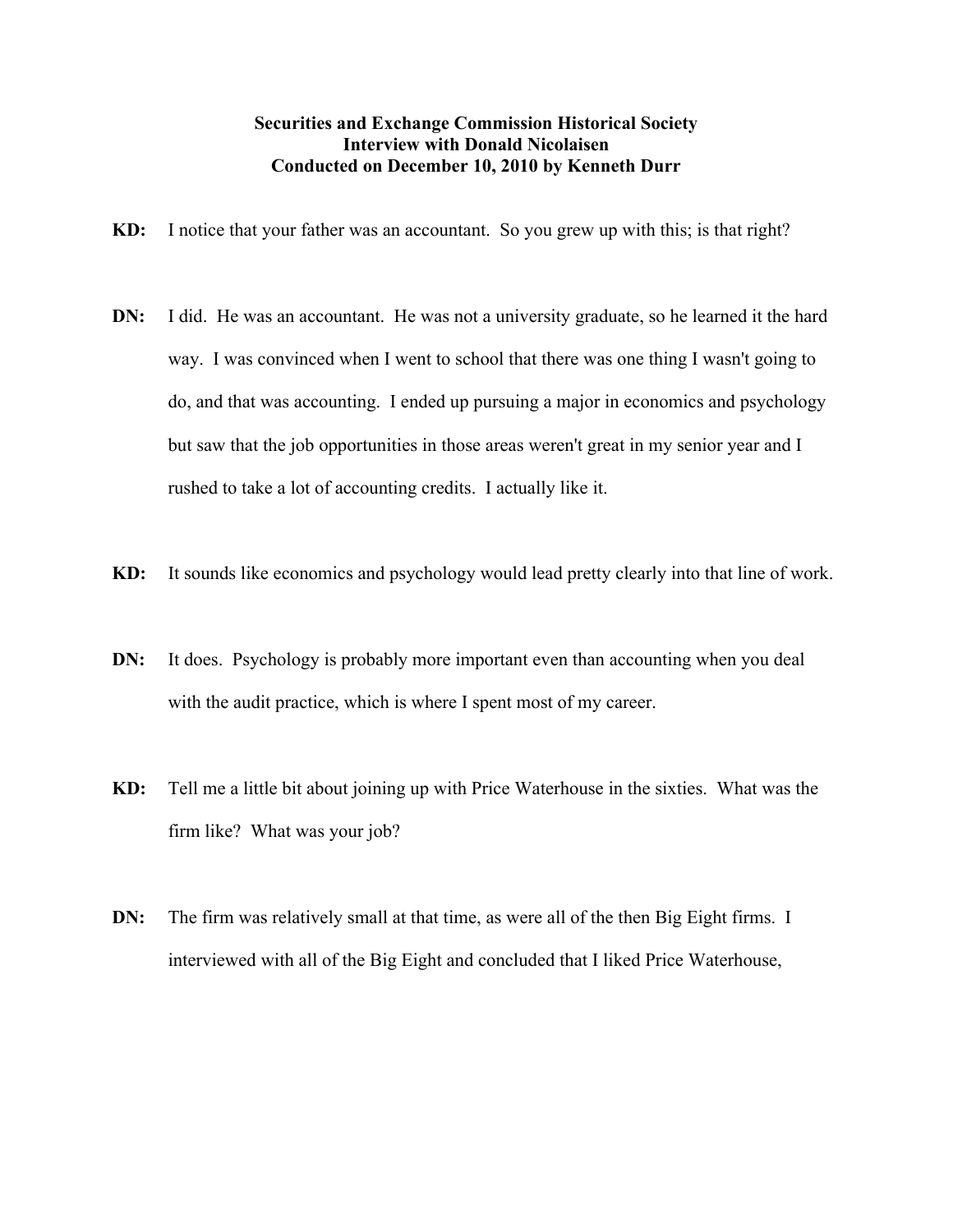**Securities and Exchange Commission Historical Society**
**Interview with Donald Nicolaisen**
**Conducted on December 10, 2010 by Kenneth Durr**

**KD:** I notice that your father was an accountant. So you grew up with this; is that right?

**DN:** I did. He was an accountant. He was not a university graduate, so he learned it the hard way. I was convinced when I went to school that there was one thing I wasn't going to do, and that was accounting. I ended up pursuing a major in economics and psychology but saw that the job opportunities in those areas weren't great in my senior year and I rushed to take a lot of accounting credits. I actually like it.

**KD:** It sounds like economics and psychology would lead pretty clearly into that line of work.

**DN:** It does. Psychology is probably more important even than accounting when you deal with the audit practice, which is where I spent most of my career.

**KD:** Tell me a little bit about joining up with Price Waterhouse in the sixties. What was the firm like? What was your job?

**DN:** The firm was relatively small at that time, as were all of the then Big Eight firms. I interviewed with all of the Big Eight and concluded that I liked Price Waterhouse,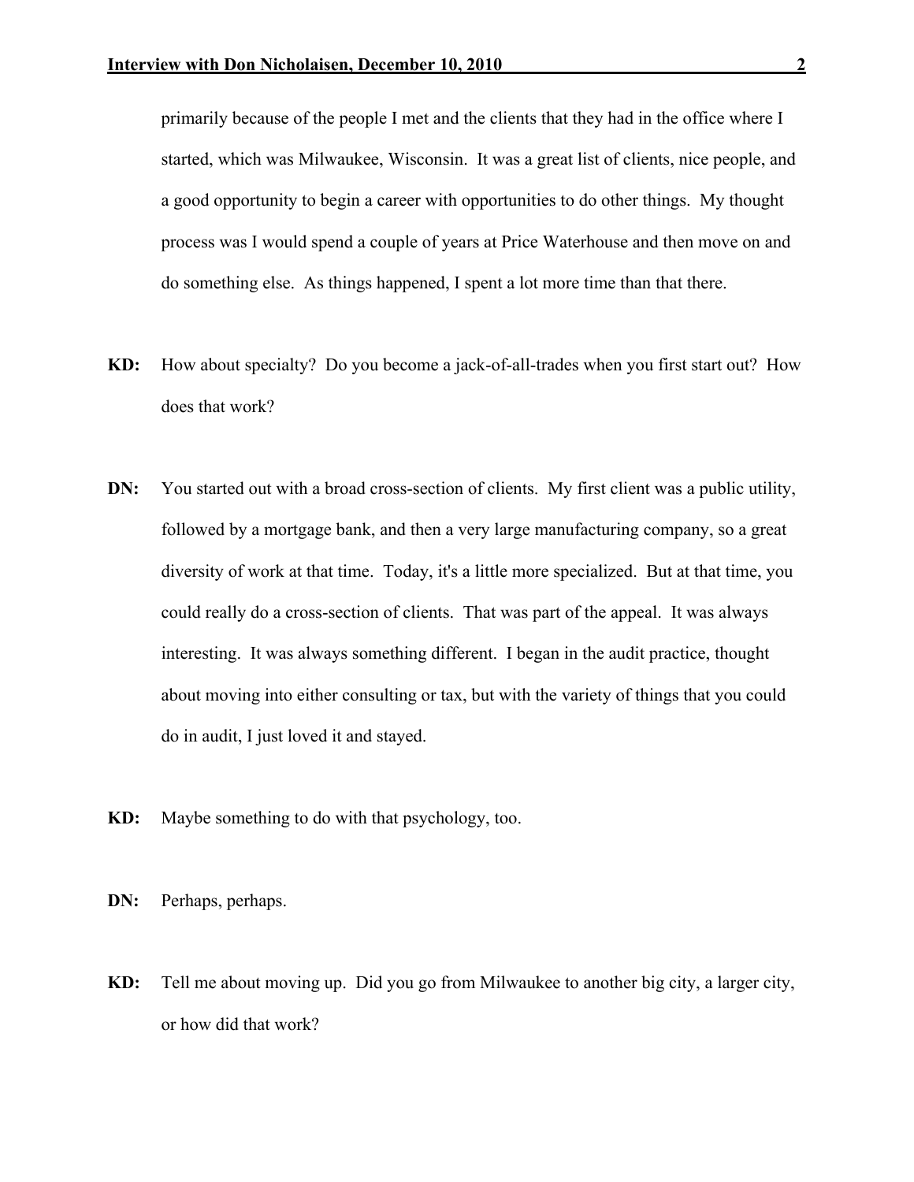primarily because of the people I met and the clients that they had in the office where I started, which was Milwaukee, Wisconsin. It was a great list of clients, nice people, and a good opportunity to begin a career with opportunities to do other things. My thought process was I would spend a couple of years at Price Waterhouse and then move on and do something else. As things happened, I spent a lot more time than that there.

**KD:** How about specialty? Do you become a jack-of-all-trades when you first start out? How does that work?

**DN:** You started out with a broad cross-section of clients. My first client was a public utility, followed by a mortgage bank, and then a very large manufacturing company, so a great diversity of work at that time. Today, it's a little more specialized. But at that time, you could really do a cross-section of clients. That was part of the appeal. It was always interesting. It was always something different. I began in the audit practice, thought about moving into either consulting or tax, but with the variety of things that you could do in audit, I just loved it and stayed.

**KD:** Maybe something to do with that psychology, too.

**DN:** Perhaps, perhaps.

**KD:** Tell me about moving up. Did you go from Milwaukee to another big city, a larger city, or how did that work?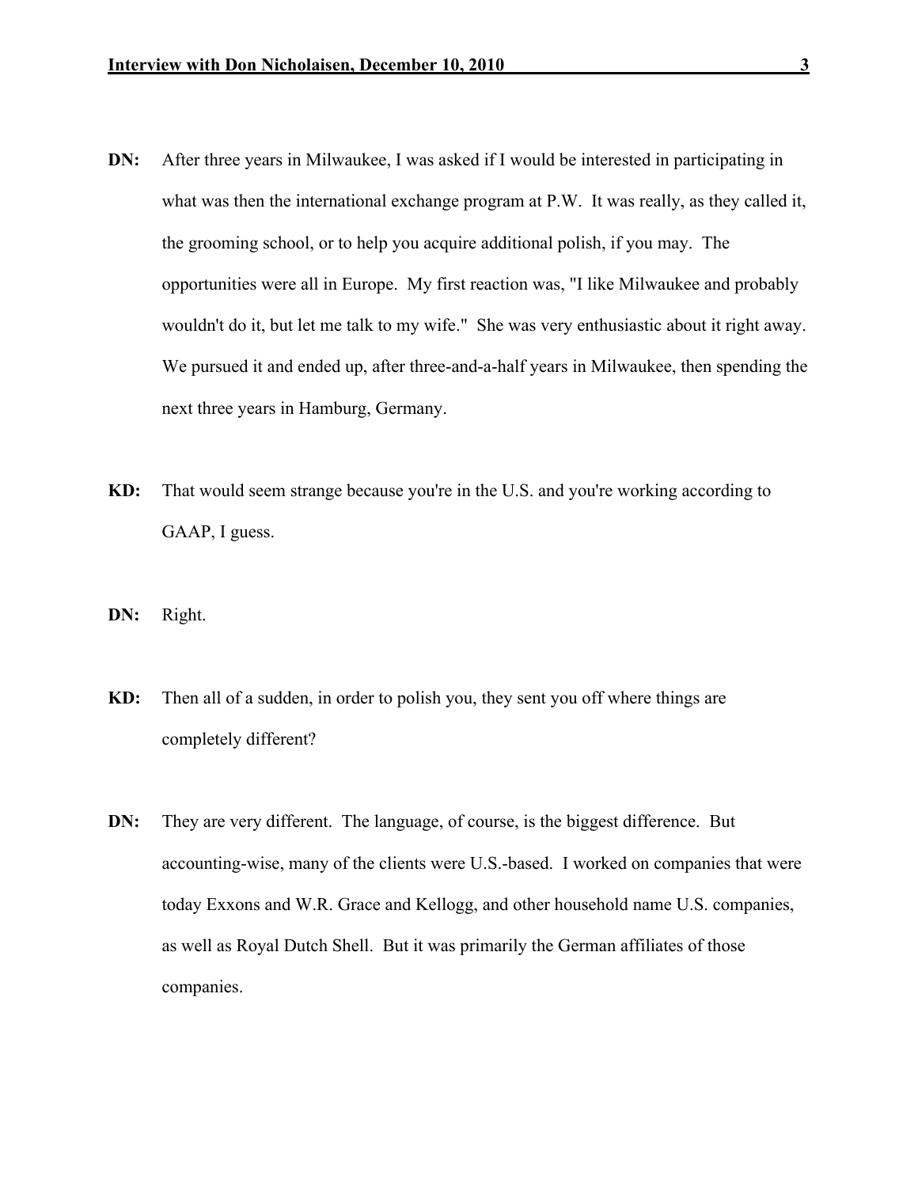**DN:** After three years in Milwaukee, I was asked if I would be interested in participating in what was then the international exchange program at P.W. It was really, as they called it, the grooming school, or to help you acquire additional polish, if you may. The opportunities were all in Europe. My first reaction was, "I like Milwaukee and probably wouldn't do it, but let me talk to my wife." She was very enthusiastic about it right away. We pursued it and ended up, after three-and-a-half years in Milwaukee, then spending the next three years in Hamburg, Germany.

**KD:** That would seem strange because you're in the U.S. and you're working according to GAAP, I guess.

**DN:** Right.

**KD:** Then all of a sudden, in order to polish you, they sent you off where things are completely different?

**DN:** They are very different. The language, of course, is the biggest difference. But accounting-wise, many of the clients were U.S.-based. I worked on companies that were today Exxons and W.R. Grace and Kellogg, and other household name U.S. companies, as well as Royal Dutch Shell. But it was primarily the German affiliates of those companies.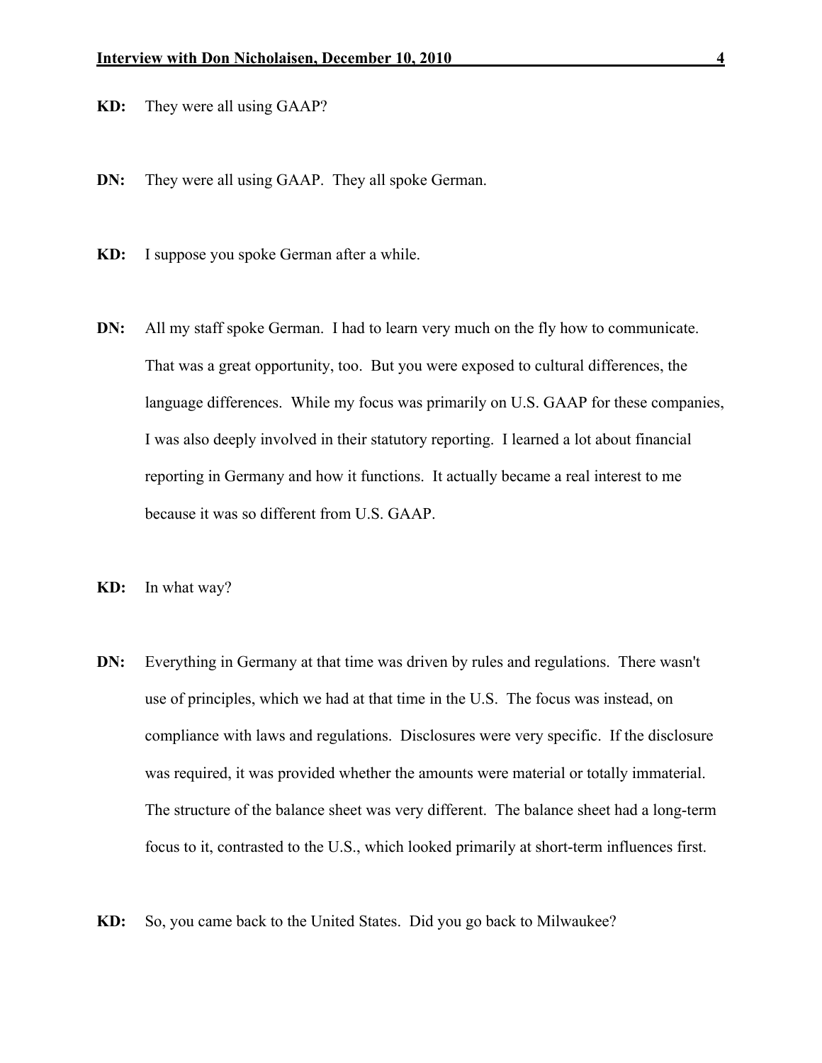**KD:** They were all using GAAP?

**DN:** They were all using GAAP. They all spoke German.

**KD:** I suppose you spoke German after a while.

**DN:** All my staff spoke German. I had to learn very much on the fly how to communicate. That was a great opportunity, too. But you were exposed to cultural differences, the language differences. While my focus was primarily on U.S. GAAP for these companies, I was also deeply involved in their statutory reporting. I learned a lot about financial reporting in Germany and how it functions. It actually became a real interest to me because it was so different from U.S. GAAP.

**KD:** In what way?

**DN:** Everything in Germany at that time was driven by rules and regulations. There wasn't use of principles, which we had at that time in the U.S. The focus was instead, on compliance with laws and regulations. Disclosures were very specific. If the disclosure was required, it was provided whether the amounts were material or totally immaterial. The structure of the balance sheet was very different. The balance sheet had a long-term focus to it, contrasted to the U.S., which looked primarily at short-term influences first.

**KD:** So, you came back to the United States. Did you go back to Milwaukee?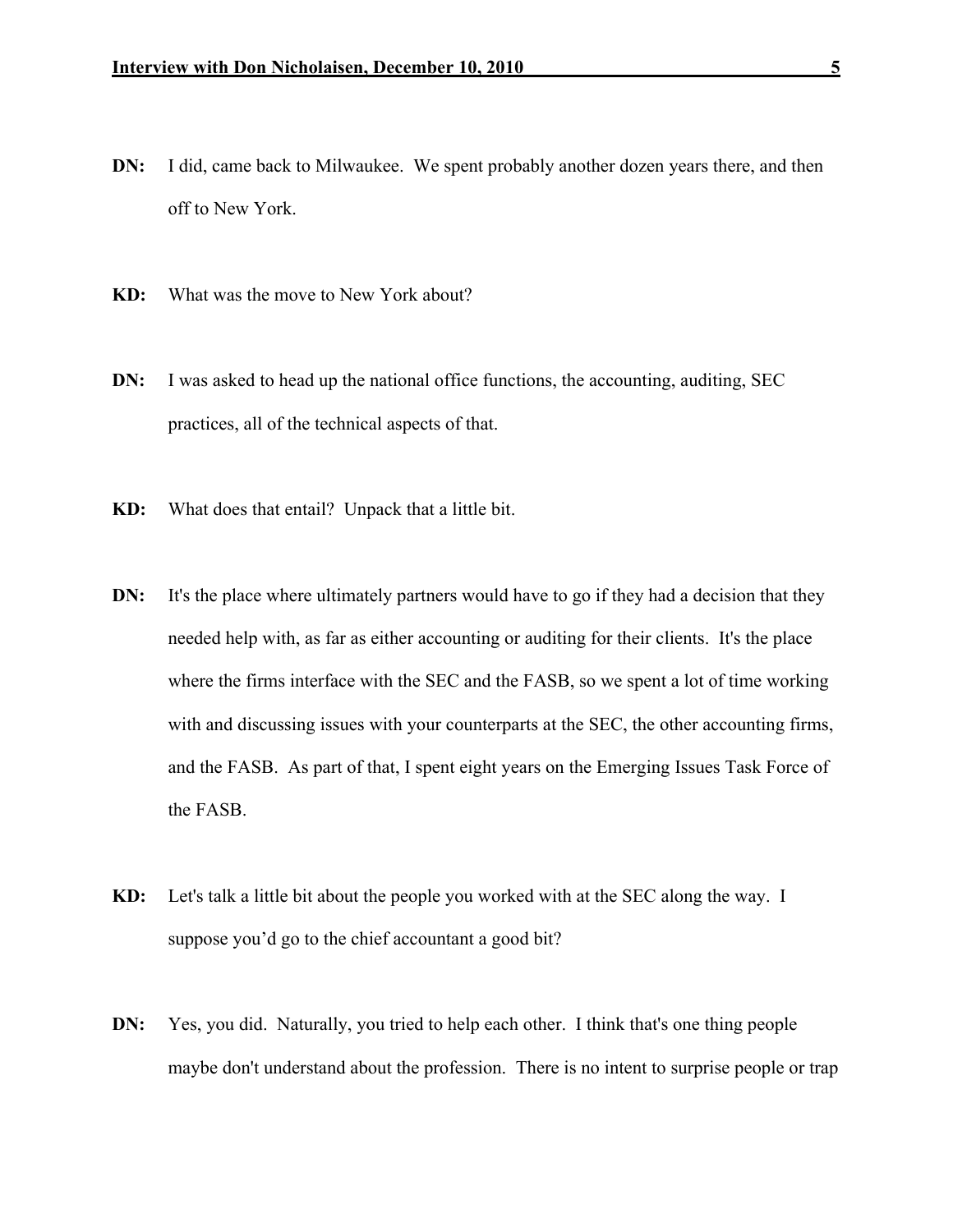**DN:** I did, came back to Milwaukee. We spent probably another dozen years there, and then off to New York.

**KD:** What was the move to New York about?

**DN:** I was asked to head up the national office functions, the accounting, auditing, SEC practices, all of the technical aspects of that.

**KD:** What does that entail? Unpack that a little bit.

**DN:** It's the place where ultimately partners would have to go if they had a decision that they needed help with, as far as either accounting or auditing for their clients. It's the place where the firms interface with the SEC and the FASB, so we spent a lot of time working with and discussing issues with your counterparts at the SEC, the other accounting firms, and the FASB. As part of that, I spent eight years on the Emerging Issues Task Force of the FASB.

**KD:** Let's talk a little bit about the people you worked with at the SEC along the way. I suppose you'd go to the chief accountant a good bit?

**DN:** Yes, you did. Naturally, you tried to help each other. I think that's one thing people maybe don't understand about the profession. There is no intent to surprise people or trap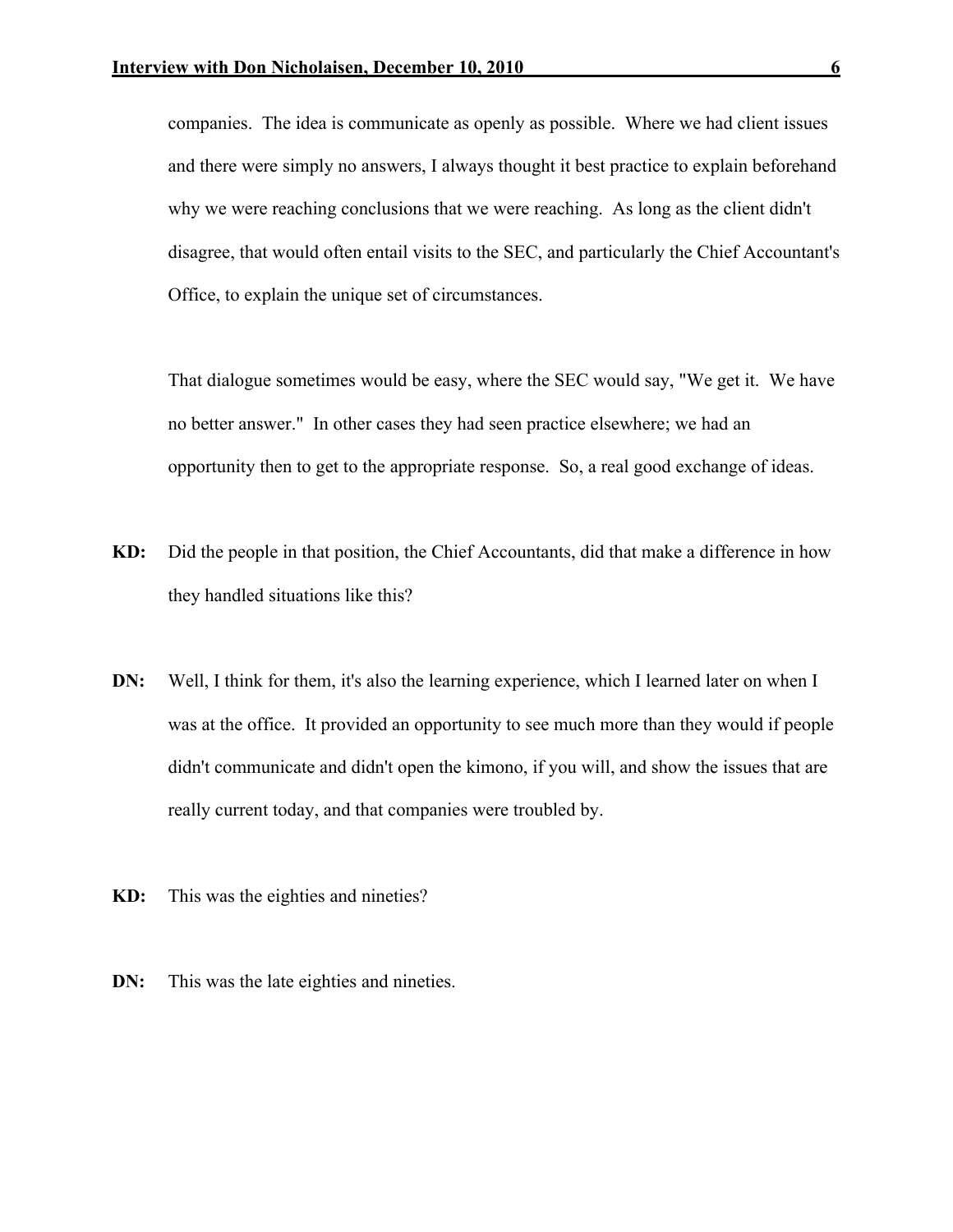companies. The idea is communicate as openly as possible. Where we had client issues and there were simply no answers, I always thought it best practice to explain beforehand why we were reaching conclusions that we were reaching. As long as the client didn't disagree, that would often entail visits to the SEC, and particularly the Chief Accountant's Office, to explain the unique set of circumstances.

That dialogue sometimes would be easy, where the SEC would say, "We get it. We have no better answer." In other cases they had seen practice elsewhere; we had an opportunity then to get to the appropriate response. So, a real good exchange of ideas.

**KD:** Did the people in that position, the Chief Accountants, did that make a difference in how they handled situations like this?

**DN:** Well, I think for them, it's also the learning experience, which I learned later on when I was at the office. It provided an opportunity to see much more than they would if people didn't communicate and didn't open the kimono, if you will, and show the issues that are really current today, and that companies were troubled by.

**KD:** This was the eighties and nineties?

**DN:** This was the late eighties and nineties.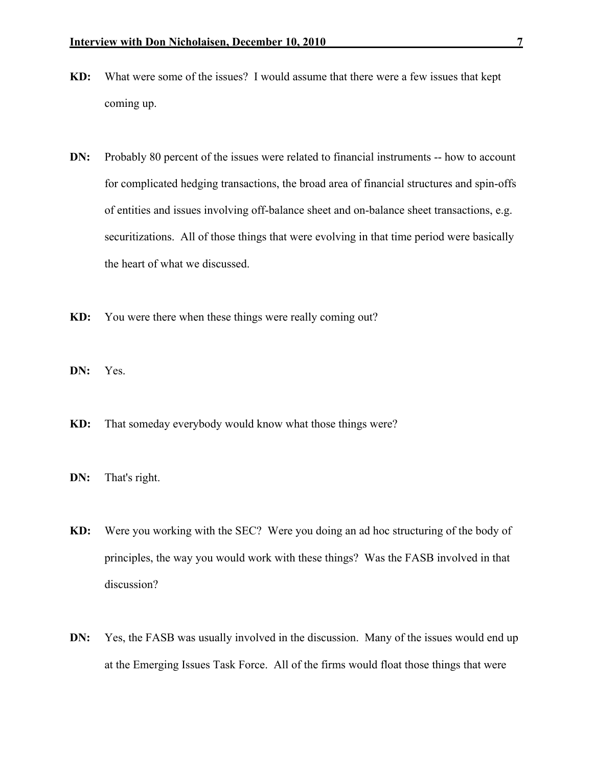**KD:** What were some of the issues? I would assume that there were a few issues that kept coming up.

**DN:** Probably 80 percent of the issues were related to financial instruments -- how to account for complicated hedging transactions, the broad area of financial structures and spin-offs of entities and issues involving off-balance sheet and on-balance sheet transactions, e.g. securitizations. All of those things that were evolving in that time period were basically the heart of what we discussed.

**KD:** You were there when these things were really coming out?

**DN:** Yes.

**KD:** That someday everybody would know what those things were?

**DN:** That's right.

**KD:** Were you working with the SEC? Were you doing an ad hoc structuring of the body of principles, the way you would work with these things? Was the FASB involved in that discussion?

**DN:** Yes, the FASB was usually involved in the discussion. Many of the issues would end up at the Emerging Issues Task Force. All of the firms would float those things that were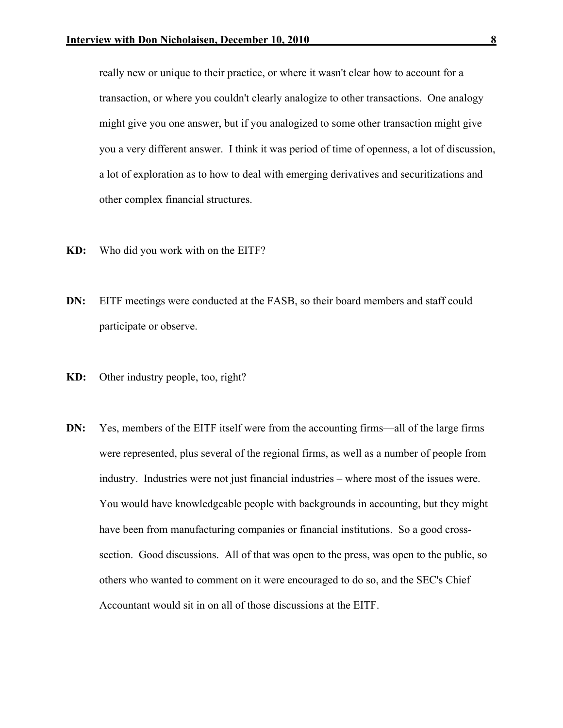really new or unique to their practice, or where it wasn't clear how to account for a transaction, or where you couldn't clearly analogize to other transactions.  One analogy might give you one answer, but if you analogized to some other transaction might give you a very different answer.  I think it was period of time of openness, a lot of discussion, a lot of exploration as to how to deal with emerging derivatives and securitizations and other complex financial structures.

**KD:** Who did you work with on the EITF?

**DN:** EITF meetings were conducted at the FASB, so their board members and staff could participate or observe.

**KD:** Other industry people, too, right?

**DN:** Yes, members of the EITF itself were from the accounting firms—all of the large firms were represented, plus several of the regional firms, as well as a number of people from industry.  Industries were not just financial industries – where most of the issues were.  You would have knowledgeable people with backgrounds in accounting, but they might have been from manufacturing companies or financial institutions.  So a good cross-section.  Good discussions.  All of that was open to the press, was open to the public, so others who wanted to comment on it were encouraged to do so, and the SEC's Chief Accountant would sit in on all of those discussions at the EITF.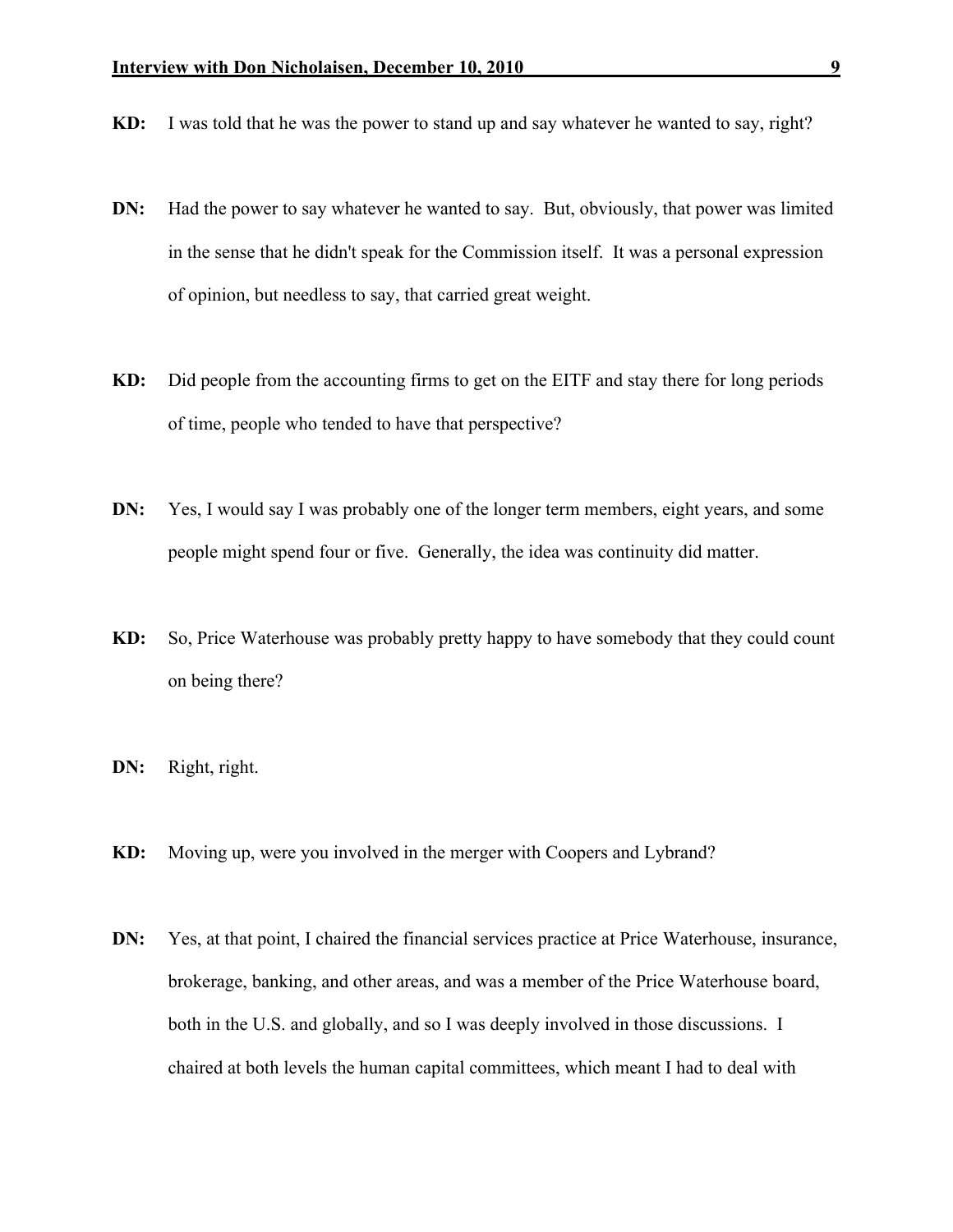**KD:** I was told that he was the power to stand up and say whatever he wanted to say, right?

**DN:** Had the power to say whatever he wanted to say. But, obviously, that power was limited in the sense that he didn't speak for the Commission itself. It was a personal expression of opinion, but needless to say, that carried great weight.

**KD:** Did people from the accounting firms to get on the EITF and stay there for long periods of time, people who tended to have that perspective?

**DN:** Yes, I would say I was probably one of the longer term members, eight years, and some people might spend four or five. Generally, the idea was continuity did matter.

**KD:** So, Price Waterhouse was probably pretty happy to have somebody that they could count on being there?

**DN:** Right, right.

**KD:** Moving up, were you involved in the merger with Coopers and Lybrand?

**DN:** Yes, at that point, I chaired the financial services practice at Price Waterhouse, insurance, brokerage, banking, and other areas, and was a member of the Price Waterhouse board, both in the U.S. and globally, and so I was deeply involved in those discussions. I chaired at both levels the human capital committees, which meant I had to deal with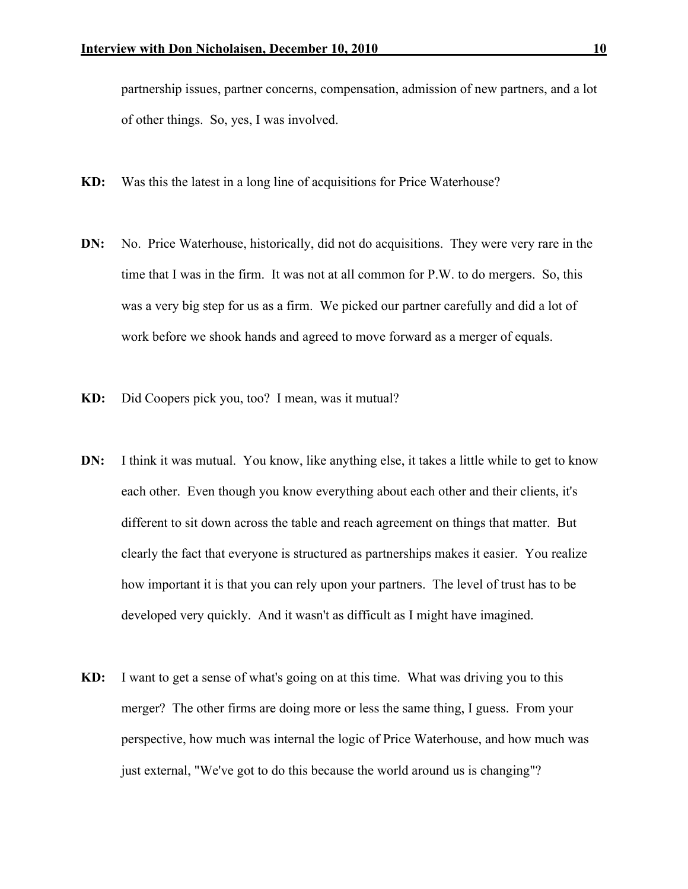partnership issues, partner concerns, compensation, admission of new partners, and a lot of other things. So, yes, I was involved.

**KD:** Was this the latest in a long line of acquisitions for Price Waterhouse?

**DN:** No. Price Waterhouse, historically, did not do acquisitions. They were very rare in the time that I was in the firm. It was not at all common for P.W. to do mergers. So, this was a very big step for us as a firm. We picked our partner carefully and did a lot of work before we shook hands and agreed to move forward as a merger of equals.

**KD:** Did Coopers pick you, too? I mean, was it mutual?

**DN:** I think it was mutual. You know, like anything else, it takes a little while to get to know each other. Even though you know everything about each other and their clients, it's different to sit down across the table and reach agreement on things that matter. But clearly the fact that everyone is structured as partnerships makes it easier. You realize how important it is that you can rely upon your partners. The level of trust has to be developed very quickly. And it wasn't as difficult as I might have imagined.

**KD:** I want to get a sense of what's going on at this time. What was driving you to this merger? The other firms are doing more or less the same thing, I guess. From your perspective, how much was internal the logic of Price Waterhouse, and how much was just external, "We've got to do this because the world around us is changing"?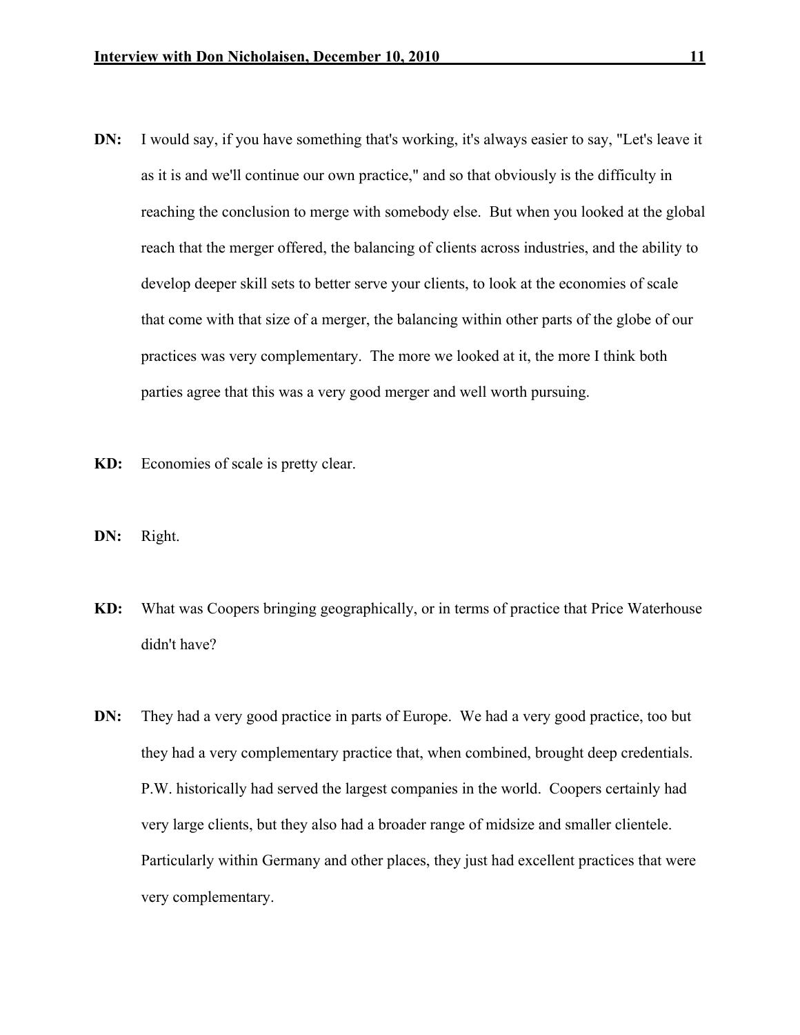**DN:** I would say, if you have something that's working, it's always easier to say, "Let's leave it as it is and we'll continue our own practice," and so that obviously is the difficulty in reaching the conclusion to merge with somebody else. But when you looked at the global reach that the merger offered, the balancing of clients across industries, and the ability to develop deeper skill sets to better serve your clients, to look at the economies of scale that come with that size of a merger, the balancing within other parts of the globe of our practices was very complementary. The more we looked at it, the more I think both parties agree that this was a very good merger and well worth pursuing.

**KD:** Economies of scale is pretty clear.

**DN:** Right.

**KD:** What was Coopers bringing geographically, or in terms of practice that Price Waterhouse didn't have?

**DN:** They had a very good practice in parts of Europe. We had a very good practice, too but they had a very complementary practice that, when combined, brought deep credentials. P.W. historically had served the largest companies in the world. Coopers certainly had very large clients, but they also had a broader range of midsize and smaller clientele. Particularly within Germany and other places, they just had excellent practices that were very complementary.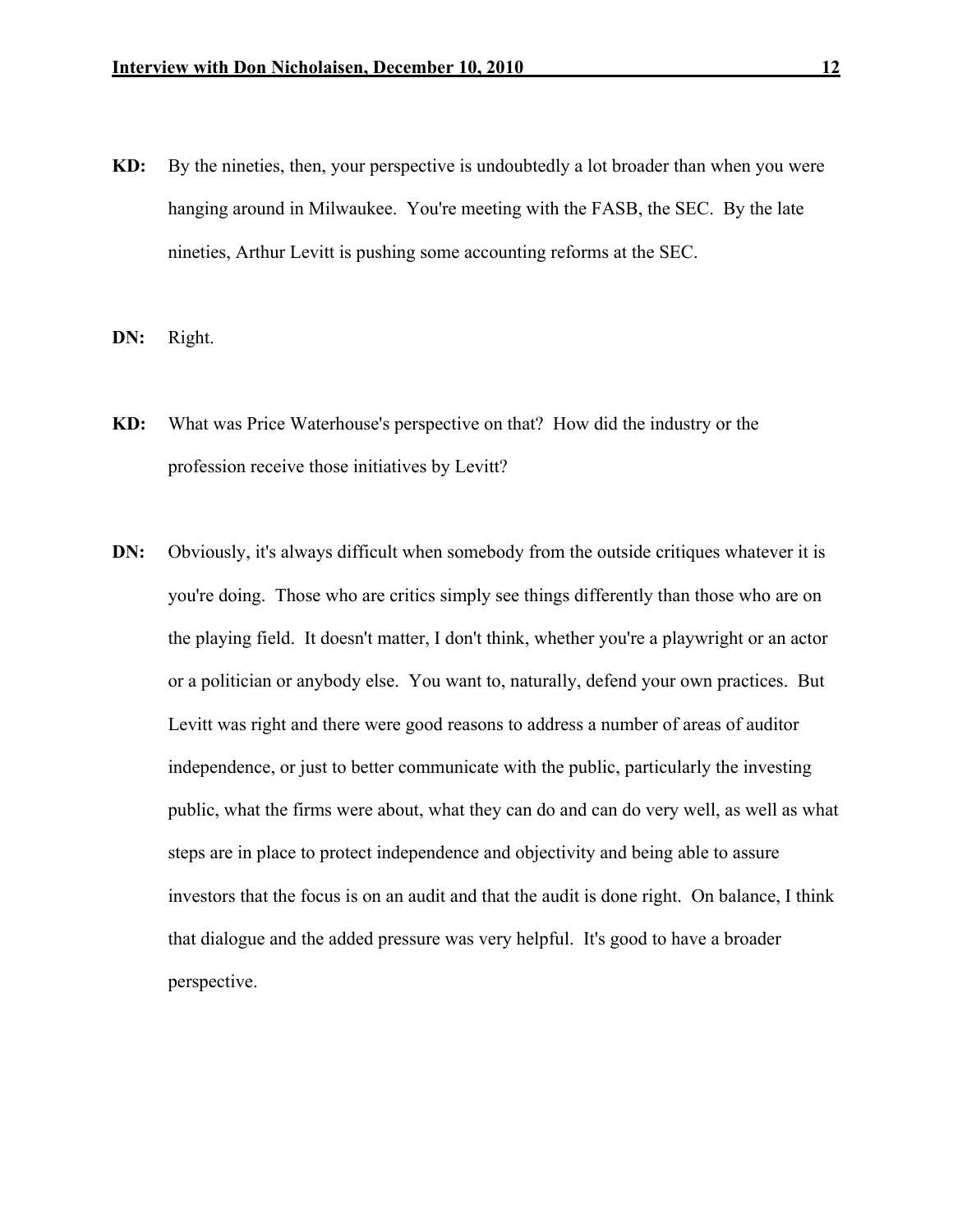**KD:** By the nineties, then, your perspective is undoubtedly a lot broader than when you were hanging around in Milwaukee. You're meeting with the FASB, the SEC. By the late nineties, Arthur Levitt is pushing some accounting reforms at the SEC.

**DN:** Right.

**KD:** What was Price Waterhouse's perspective on that? How did the industry or the profession receive those initiatives by Levitt?

**DN:** Obviously, it's always difficult when somebody from the outside critiques whatever it is you're doing. Those who are critics simply see things differently than those who are on the playing field. It doesn't matter, I don't think, whether you're a playwright or an actor or a politician or anybody else. You want to, naturally, defend your own practices. But Levitt was right and there were good reasons to address a number of areas of auditor independence, or just to better communicate with the public, particularly the investing public, what the firms were about, what they can do and can do very well, as well as what steps are in place to protect independence and objectivity and being able to assure investors that the focus is on an audit and that the audit is done right. On balance, I think that dialogue and the added pressure was very helpful. It's good to have a broader perspective.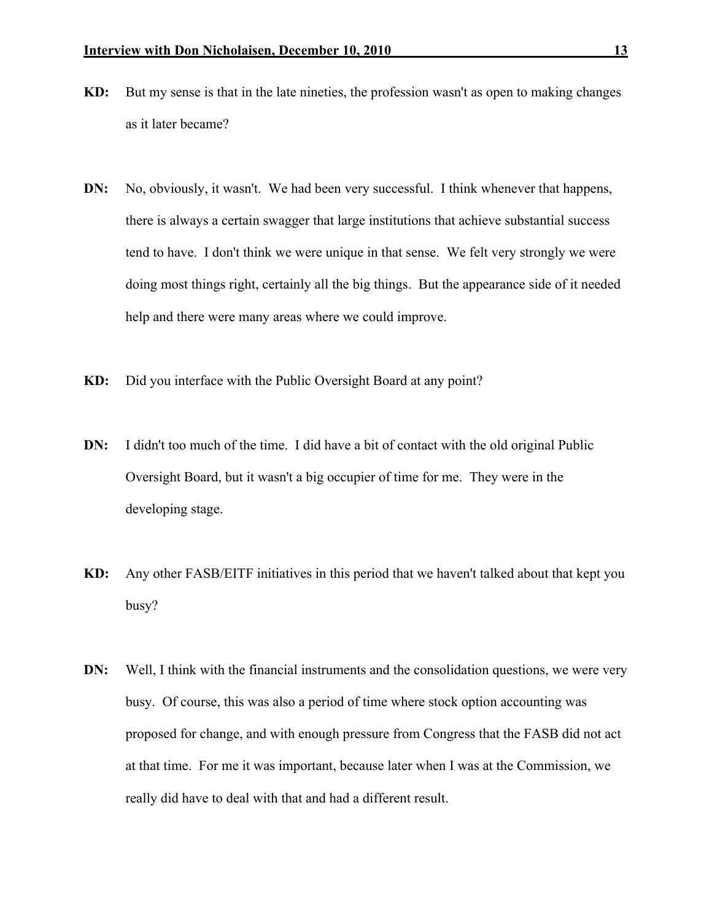**KD:** But my sense is that in the late nineties, the profession wasn't as open to making changes as it later became?

**DN:** No, obviously, it wasn't. We had been very successful. I think whenever that happens, there is always a certain swagger that large institutions that achieve substantial success tend to have. I don't think we were unique in that sense. We felt very strongly we were doing most things right, certainly all the big things. But the appearance side of it needed help and there were many areas where we could improve.

**KD:** Did you interface with the Public Oversight Board at any point?

**DN:** I didn't too much of the time. I did have a bit of contact with the old original Public Oversight Board, but it wasn't a big occupier of time for me. They were in the developing stage.

**KD:** Any other FASB/EITF initiatives in this period that we haven't talked about that kept you busy?

**DN:** Well, I think with the financial instruments and the consolidation questions, we were very busy. Of course, this was also a period of time where stock option accounting was proposed for change, and with enough pressure from Congress that the FASB did not act at that time. For me it was important, because later when I was at the Commission, we really did have to deal with that and had a different result.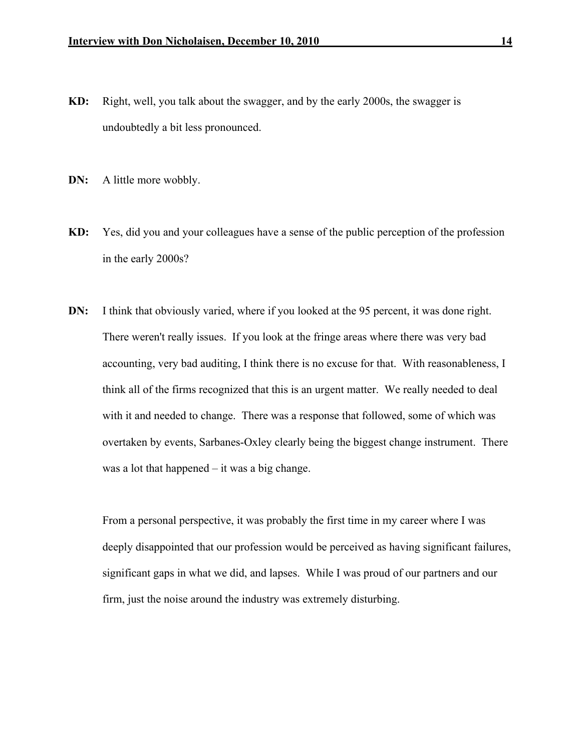**KD:** Right, well, you talk about the swagger, and by the early 2000s, the swagger is undoubtedly a bit less pronounced.

**DN:** A little more wobbly.

**KD:** Yes, did you and your colleagues have a sense of the public perception of the profession in the early 2000s?

**DN:** I think that obviously varied, where if you looked at the 95 percent, it was done right. There weren't really issues. If you look at the fringe areas where there was very bad accounting, very bad auditing, I think there is no excuse for that. With reasonableness, I think all of the firms recognized that this is an urgent matter. We really needed to deal with it and needed to change. There was a response that followed, some of which was overtaken by events, Sarbanes-Oxley clearly being the biggest change instrument. There was a lot that happened – it was a big change.

From a personal perspective, it was probably the first time in my career where I was deeply disappointed that our profession would be perceived as having significant failures, significant gaps in what we did, and lapses. While I was proud of our partners and our firm, just the noise around the industry was extremely disturbing.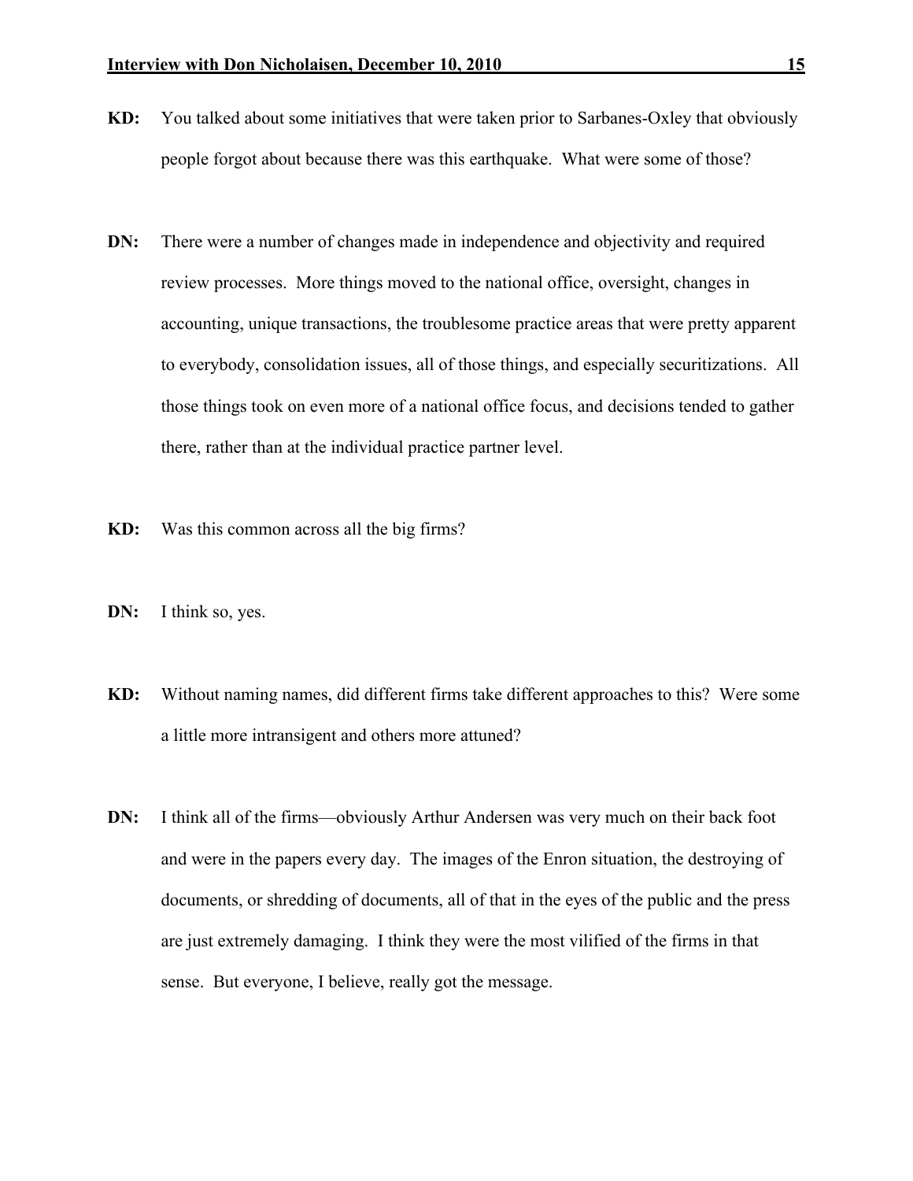**KD:** You talked about some initiatives that were taken prior to Sarbanes-Oxley that obviously people forgot about because there was this earthquake. What were some of those?

**DN:** There were a number of changes made in independence and objectivity and required review processes. More things moved to the national office, oversight, changes in accounting, unique transactions, the troublesome practice areas that were pretty apparent to everybody, consolidation issues, all of those things, and especially securitizations. All those things took on even more of a national office focus, and decisions tended to gather there, rather than at the individual practice partner level.

**KD:** Was this common across all the big firms?

**DN:** I think so, yes.

**KD:** Without naming names, did different firms take different approaches to this? Were some a little more intransigent and others more attuned?

**DN:** I think all of the firms—obviously Arthur Andersen was very much on their back foot and were in the papers every day. The images of the Enron situation, the destroying of documents, or shredding of documents, all of that in the eyes of the public and the press are just extremely damaging. I think they were the most vilified of the firms in that sense. But everyone, I believe, really got the message.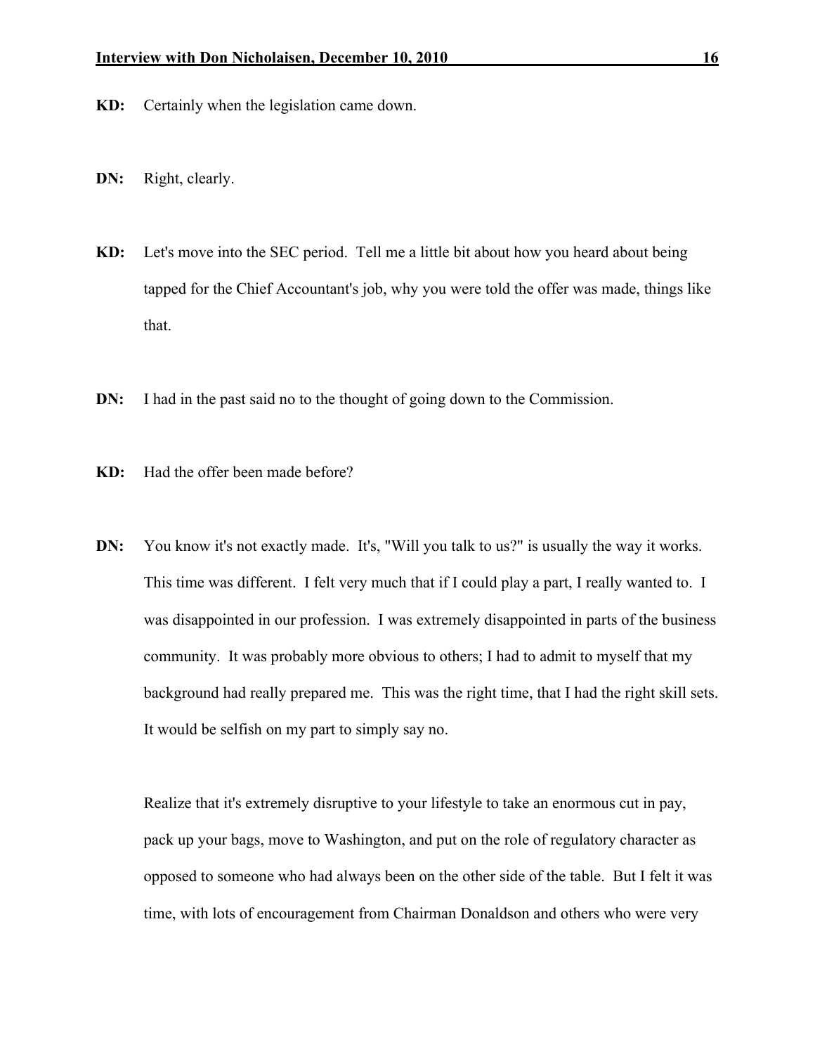**KD:** Certainly when the legislation came down.

**DN:** Right, clearly.

**KD:** Let's move into the SEC period. Tell me a little bit about how you heard about being tapped for the Chief Accountant's job, why you were told the offer was made, things like that.

**DN:** I had in the past said no to the thought of going down to the Commission.

**KD:** Had the offer been made before?

**DN:** You know it's not exactly made. It's, "Will you talk to us?" is usually the way it works. This time was different. I felt very much that if I could play a part, I really wanted to. I was disappointed in our profession. I was extremely disappointed in parts of the business community. It was probably more obvious to others; I had to admit to myself that my background had really prepared me. This was the right time, that I had the right skill sets. It would be selfish on my part to simply say no.

Realize that it's extremely disruptive to your lifestyle to take an enormous cut in pay, pack up your bags, move to Washington, and put on the role of regulatory character as opposed to someone who had always been on the other side of the table. But I felt it was time, with lots of encouragement from Chairman Donaldson and others who were very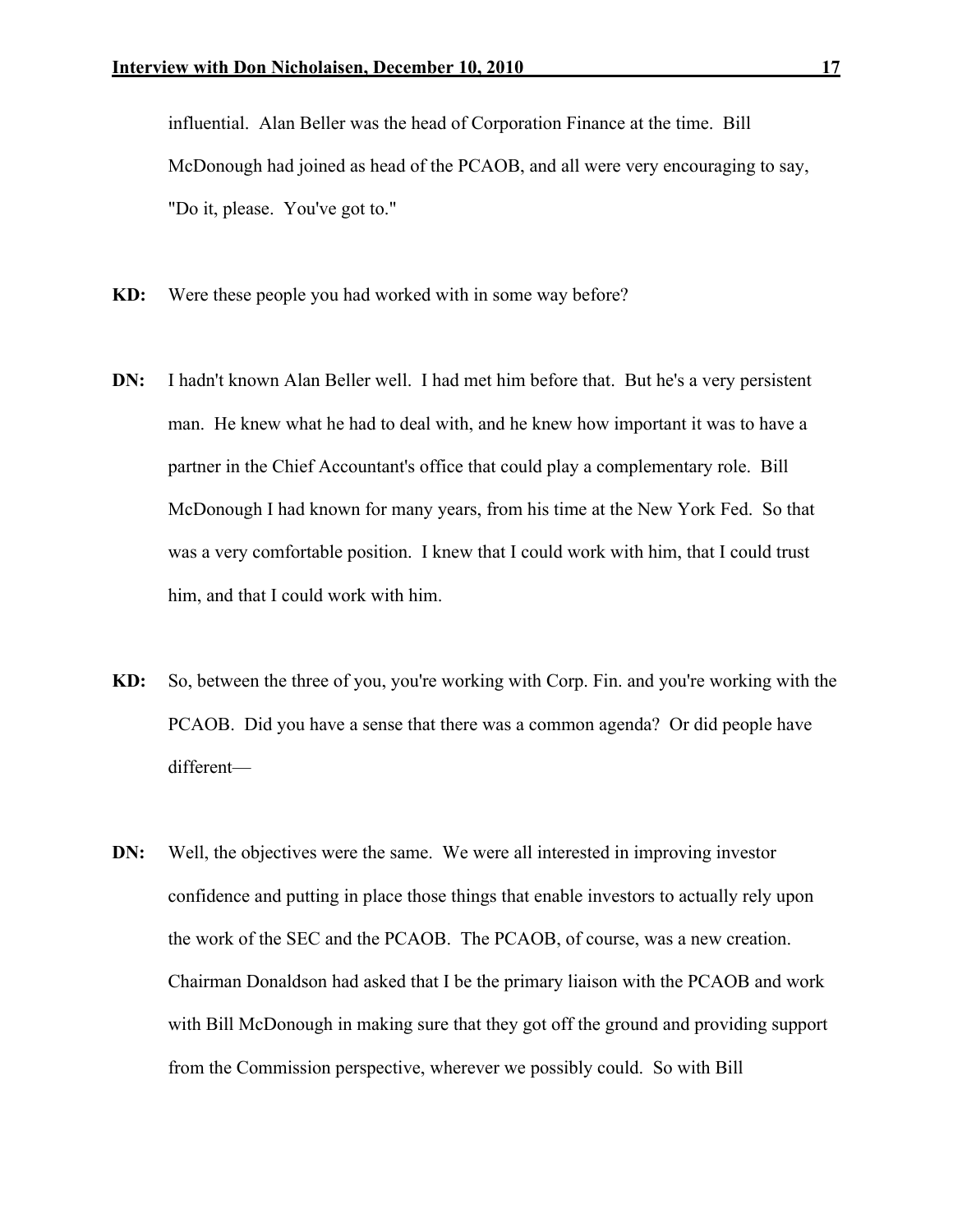influential. Alan Beller was the head of Corporation Finance at the time. Bill McDonough had joined as head of the PCAOB, and all were very encouraging to say, "Do it, please. You've got to."

**KD:** Were these people you had worked with in some way before?

**DN:** I hadn't known Alan Beller well. I had met him before that. But he's a very persistent man. He knew what he had to deal with, and he knew how important it was to have a partner in the Chief Accountant's office that could play a complementary role. Bill McDonough I had known for many years, from his time at the New York Fed. So that was a very comfortable position. I knew that I could work with him, that I could trust him, and that I could work with him.

**KD:** So, between the three of you, you're working with Corp. Fin. and you're working with the PCAOB. Did you have a sense that there was a common agenda? Or did people have different—

**DN:** Well, the objectives were the same. We were all interested in improving investor confidence and putting in place those things that enable investors to actually rely upon the work of the SEC and the PCAOB. The PCAOB, of course, was a new creation. Chairman Donaldson had asked that I be the primary liaison with the PCAOB and work with Bill McDonough in making sure that they got off the ground and providing support from the Commission perspective, wherever we possibly could. So with Bill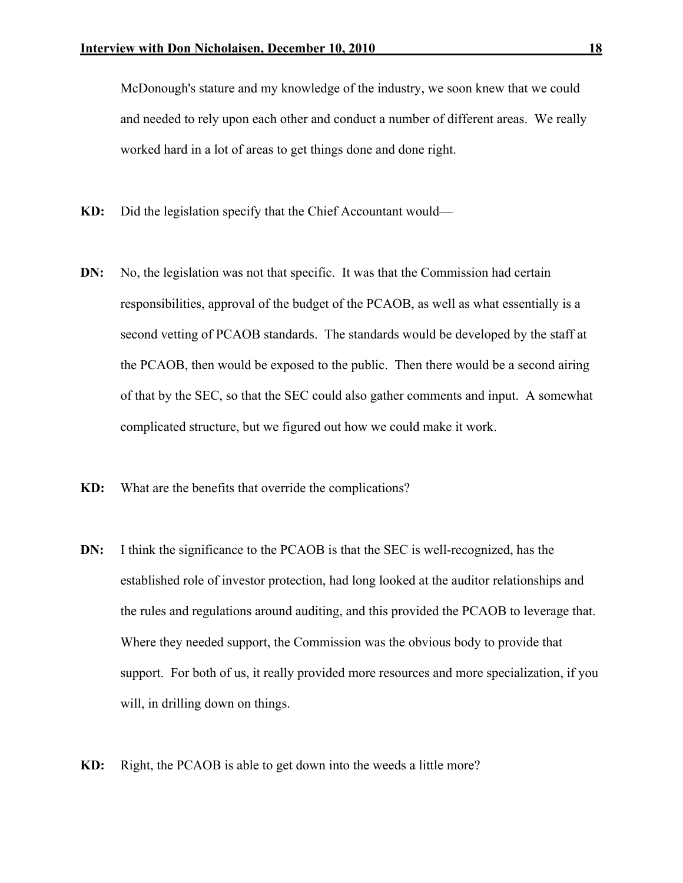McDonough's stature and my knowledge of the industry, we soon knew that we could and needed to rely upon each other and conduct a number of different areas. We really worked hard in a lot of areas to get things done and done right.

**KD:** Did the legislation specify that the Chief Accountant would—

**DN:** No, the legislation was not that specific. It was that the Commission had certain responsibilities, approval of the budget of the PCAOB, as well as what essentially is a second vetting of PCAOB standards. The standards would be developed by the staff at the PCAOB, then would be exposed to the public. Then there would be a second airing of that by the SEC, so that the SEC could also gather comments and input. A somewhat complicated structure, but we figured out how we could make it work.

**KD:** What are the benefits that override the complications?

**DN:** I think the significance to the PCAOB is that the SEC is well-recognized, has the established role of investor protection, had long looked at the auditor relationships and the rules and regulations around auditing, and this provided the PCAOB to leverage that. Where they needed support, the Commission was the obvious body to provide that support. For both of us, it really provided more resources and more specialization, if you will, in drilling down on things.

**KD:** Right, the PCAOB is able to get down into the weeds a little more?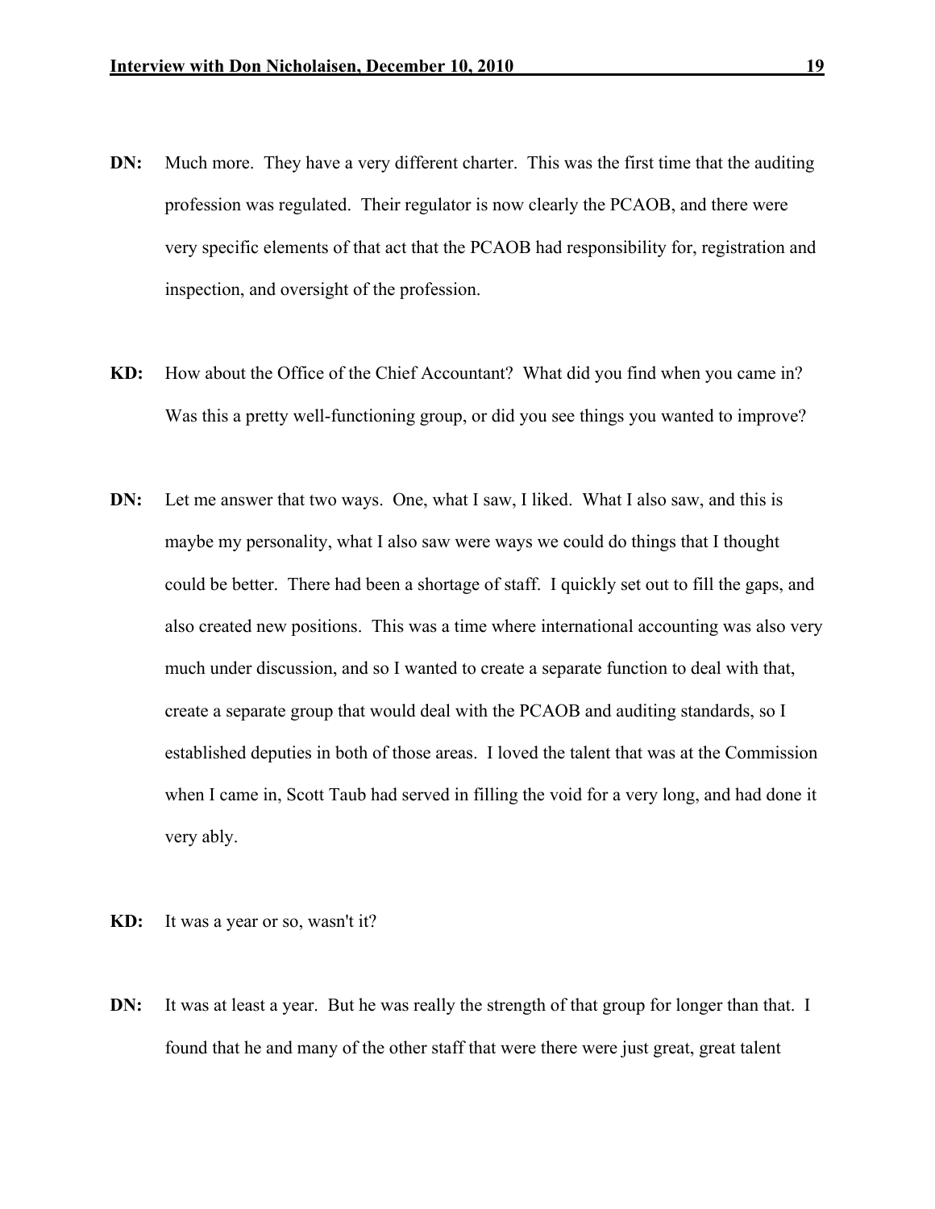**DN:** Much more. They have a very different charter. This was the first time that the auditing profession was regulated. Their regulator is now clearly the PCAOB, and there were very specific elements of that act that the PCAOB had responsibility for, registration and inspection, and oversight of the profession.

**KD:** How about the Office of the Chief Accountant? What did you find when you came in? Was this a pretty well-functioning group, or did you see things you wanted to improve?

**DN:** Let me answer that two ways. One, what I saw, I liked. What I also saw, and this is maybe my personality, what I also saw were ways we could do things that I thought could be better. There had been a shortage of staff. I quickly set out to fill the gaps, and also created new positions. This was a time where international accounting was also very much under discussion, and so I wanted to create a separate function to deal with that, create a separate group that would deal with the PCAOB and auditing standards, so I established deputies in both of those areas. I loved the talent that was at the Commission when I came in, Scott Taub had served in filling the void for a very long, and had done it very ably.

**KD:** It was a year or so, wasn't it?

**DN:** It was at least a year. But he was really the strength of that group for longer than that. I found that he and many of the other staff that were there were just great, great talent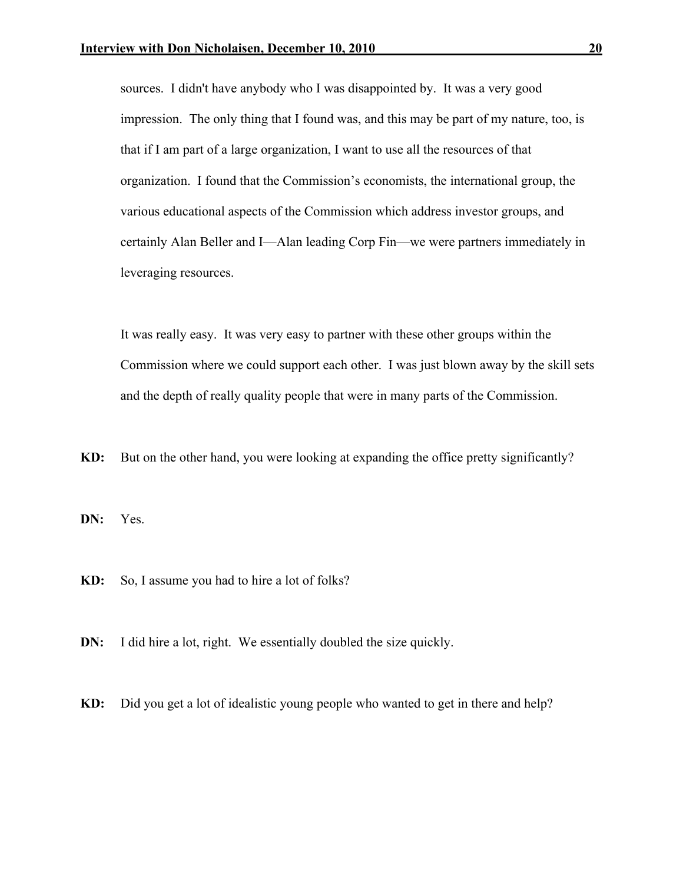sources. I didn't have anybody who I was disappointed by. It was a very good impression. The only thing that I found was, and this may be part of my nature, too, is that if I am part of a large organization, I want to use all the resources of that organization. I found that the Commission's economists, the international group, the various educational aspects of the Commission which address investor groups, and certainly Alan Beller and I—Alan leading Corp Fin—we were partners immediately in leveraging resources.

It was really easy. It was very easy to partner with these other groups within the Commission where we could support each other. I was just blown away by the skill sets and the depth of really quality people that were in many parts of the Commission.

**KD:** But on the other hand, you were looking at expanding the office pretty significantly?

**DN:** Yes.

**KD:** So, I assume you had to hire a lot of folks?

**DN:** I did hire a lot, right. We essentially doubled the size quickly.

**KD:** Did you get a lot of idealistic young people who wanted to get in there and help?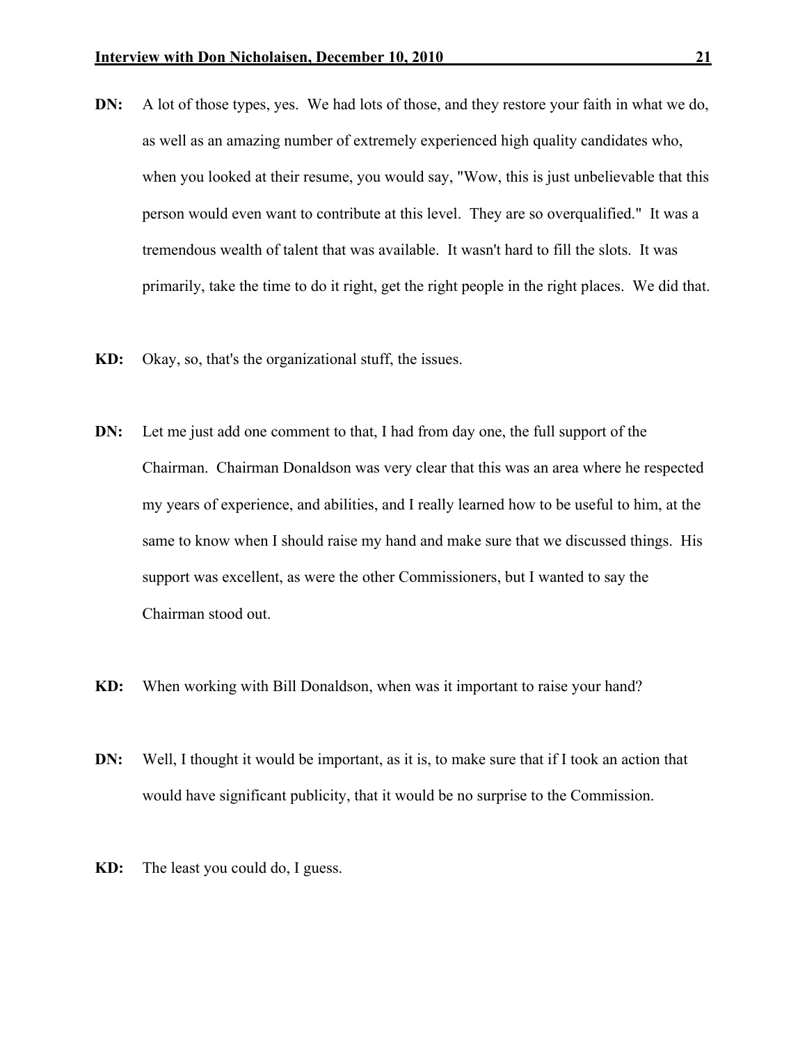**DN:** A lot of those types, yes. We had lots of those, and they restore your faith in what we do, as well as an amazing number of extremely experienced high quality candidates who, when you looked at their resume, you would say, "Wow, this is just unbelievable that this person would even want to contribute at this level. They are so overqualified." It was a tremendous wealth of talent that was available. It wasn't hard to fill the slots. It was primarily, take the time to do it right, get the right people in the right places. We did that.

**KD:** Okay, so, that's the organizational stuff, the issues.

**DN:** Let me just add one comment to that, I had from day one, the full support of the Chairman. Chairman Donaldson was very clear that this was an area where he respected my years of experience, and abilities, and I really learned how to be useful to him, at the same to know when I should raise my hand and make sure that we discussed things. His support was excellent, as were the other Commissioners, but I wanted to say the Chairman stood out.

**KD:** When working with Bill Donaldson, when was it important to raise your hand?

**DN:** Well, I thought it would be important, as it is, to make sure that if I took an action that would have significant publicity, that it would be no surprise to the Commission.

**KD:** The least you could do, I guess.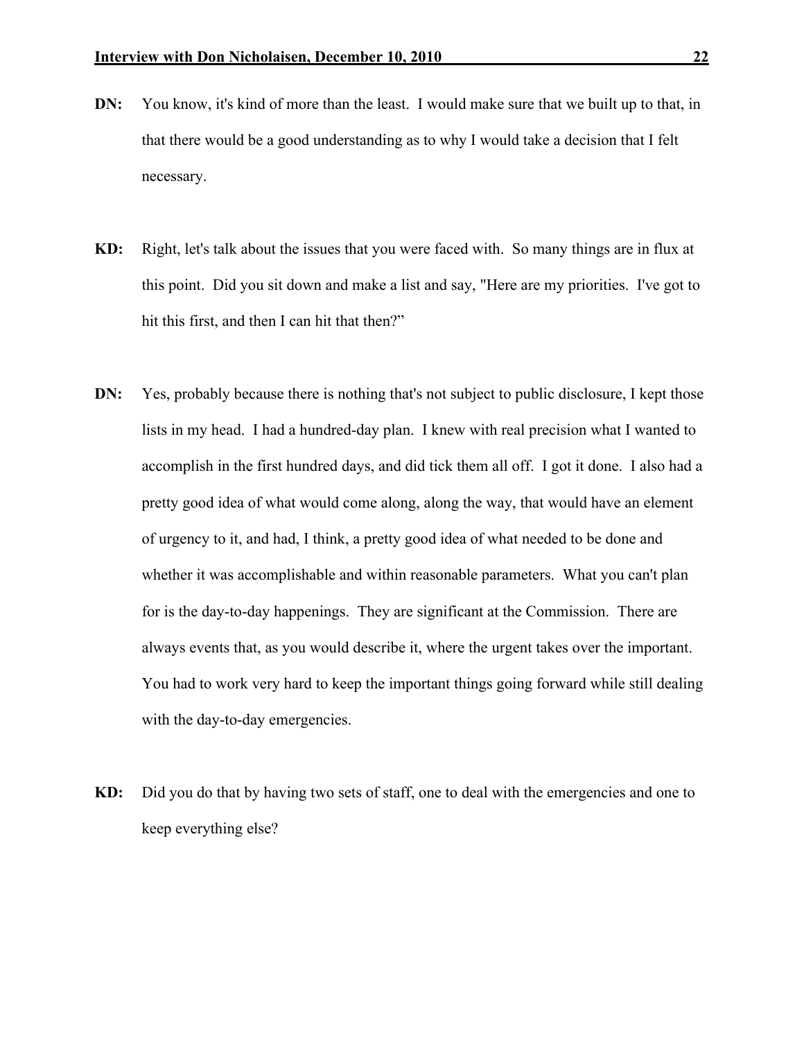**DN:** You know, it's kind of more than the least. I would make sure that we built up to that, in that there would be a good understanding as to why I would take a decision that I felt necessary.

**KD:** Right, let's talk about the issues that you were faced with. So many things are in flux at this point. Did you sit down and make a list and say, "Here are my priorities. I've got to hit this first, and then I can hit that then?"

**DN:** Yes, probably because there is nothing that's not subject to public disclosure, I kept those lists in my head. I had a hundred-day plan. I knew with real precision what I wanted to accomplish in the first hundred days, and did tick them all off. I got it done. I also had a pretty good idea of what would come along, along the way, that would have an element of urgency to it, and had, I think, a pretty good idea of what needed to be done and whether it was accomplishable and within reasonable parameters. What you can't plan for is the day-to-day happenings. They are significant at the Commission. There are always events that, as you would describe it, where the urgent takes over the important. You had to work very hard to keep the important things going forward while still dealing with the day-to-day emergencies.

**KD:** Did you do that by having two sets of staff, one to deal with the emergencies and one to keep everything else?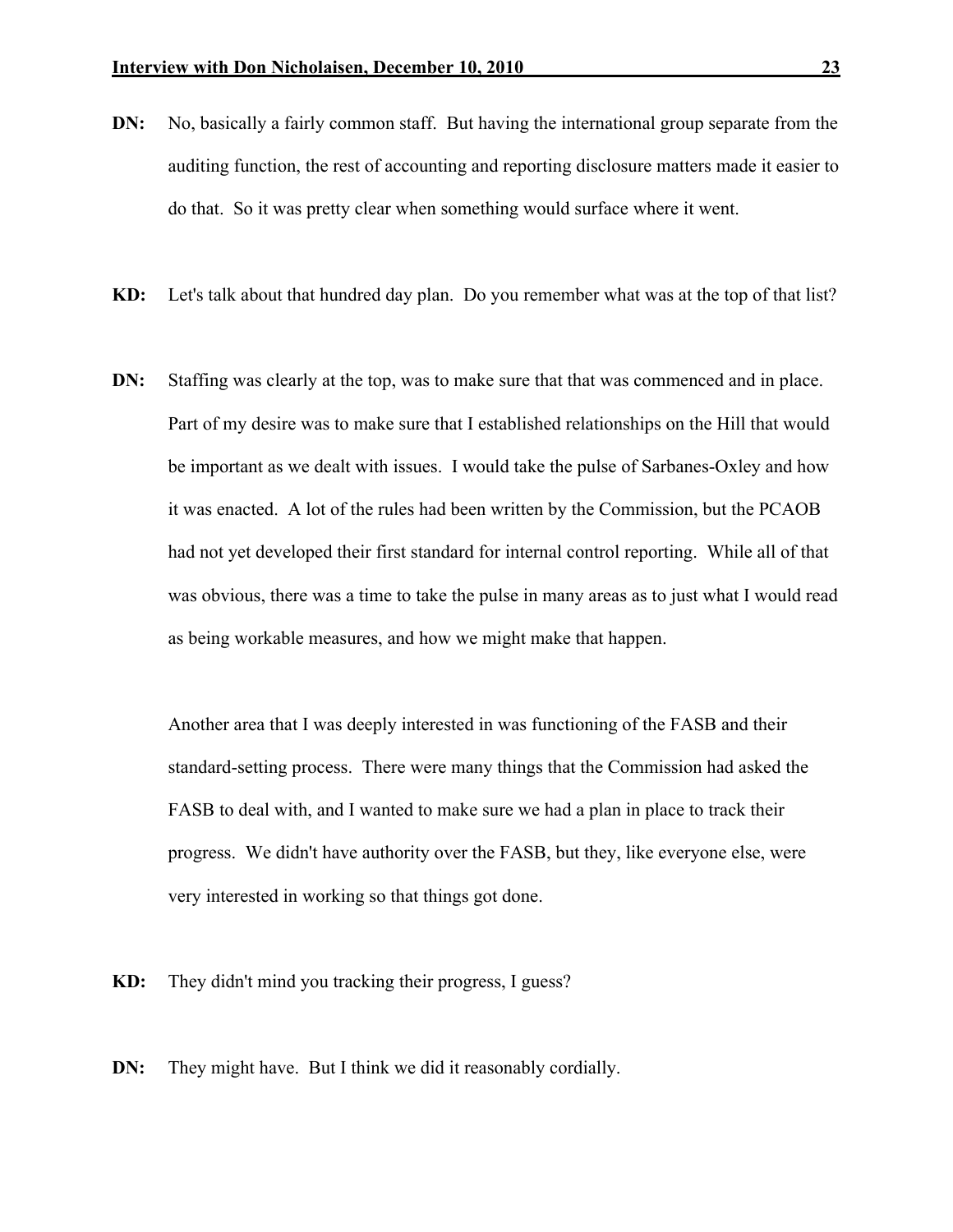**DN:** No, basically a fairly common staff. But having the international group separate from the auditing function, the rest of accounting and reporting disclosure matters made it easier to do that. So it was pretty clear when something would surface where it went.

**KD:** Let's talk about that hundred day plan. Do you remember what was at the top of that list?

**DN:** Staffing was clearly at the top, was to make sure that that was commenced and in place. Part of my desire was to make sure that I established relationships on the Hill that would be important as we dealt with issues. I would take the pulse of Sarbanes-Oxley and how it was enacted. A lot of the rules had been written by the Commission, but the PCAOB had not yet developed their first standard for internal control reporting. While all of that was obvious, there was a time to take the pulse in many areas as to just what I would read as being workable measures, and how we might make that happen.

Another area that I was deeply interested in was functioning of the FASB and their standard-setting process. There were many things that the Commission had asked the FASB to deal with, and I wanted to make sure we had a plan in place to track their progress. We didn't have authority over the FASB, but they, like everyone else, were very interested in working so that things got done.

**KD:** They didn't mind you tracking their progress, I guess?

**DN:** They might have. But I think we did it reasonably cordially.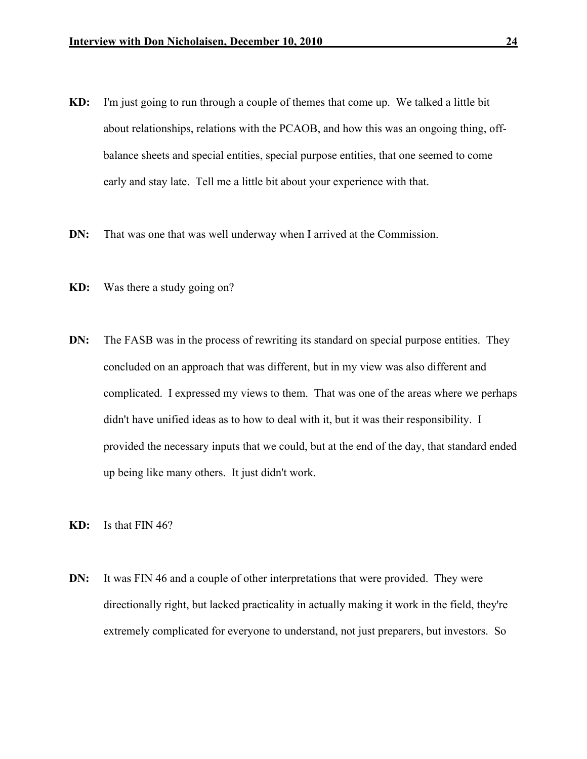**KD:** I'm just going to run through a couple of themes that come up. We talked a little bit about relationships, relations with the PCAOB, and how this was an ongoing thing, off-balance sheets and special entities, special purpose entities, that one seemed to come early and stay late. Tell me a little bit about your experience with that.

**DN:** That was one that was well underway when I arrived at the Commission.

**KD:** Was there a study going on?

**DN:** The FASB was in the process of rewriting its standard on special purpose entities. They concluded on an approach that was different, but in my view was also different and complicated. I expressed my views to them. That was one of the areas where we perhaps didn't have unified ideas as to how to deal with it, but it was their responsibility. I provided the necessary inputs that we could, but at the end of the day, that standard ended up being like many others. It just didn't work.

**KD:** Is that FIN 46?

**DN:** It was FIN 46 and a couple of other interpretations that were provided. They were directionally right, but lacked practicality in actually making it work in the field, they're extremely complicated for everyone to understand, not just preparers, but investors. So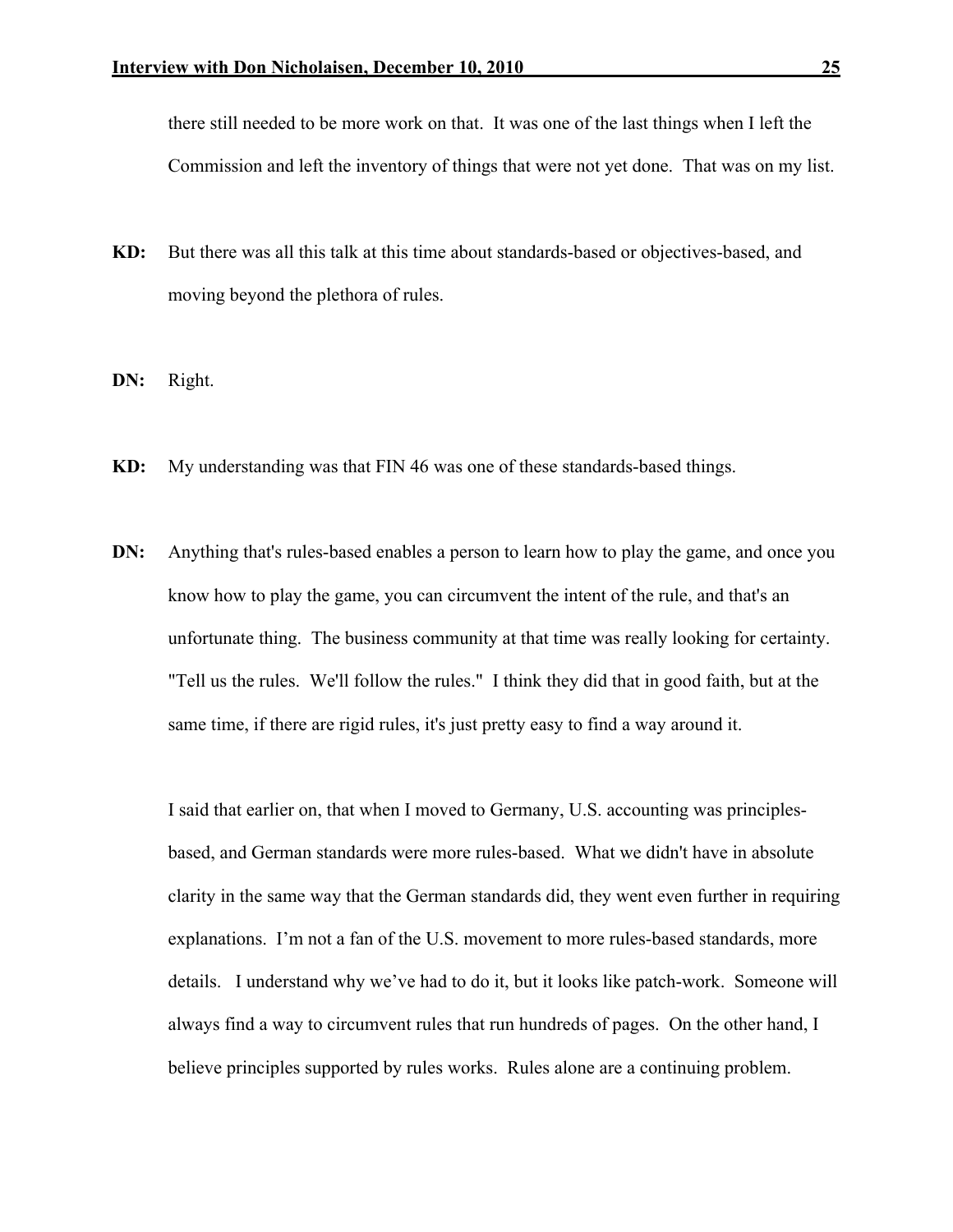there still needed to be more work on that. It was one of the last things when I left the Commission and left the inventory of things that were not yet done. That was on my list.

**KD:** But there was all this talk at this time about standards-based or objectives-based, and moving beyond the plethora of rules.

**DN:** Right.

**KD:** My understanding was that FIN 46 was one of these standards-based things.

**DN:** Anything that's rules-based enables a person to learn how to play the game, and once you know how to play the game, you can circumvent the intent of the rule, and that's an unfortunate thing. The business community at that time was really looking for certainty. "Tell us the rules. We'll follow the rules." I think they did that in good faith, but at the same time, if there are rigid rules, it's just pretty easy to find a way around it.

I said that earlier on, that when I moved to Germany, U.S. accounting was principles-based, and German standards were more rules-based. What we didn't have in absolute clarity in the same way that the German standards did, they went even further in requiring explanations. I'm not a fan of the U.S. movement to more rules-based standards, more details. I understand why we've had to do it, but it looks like patch-work. Someone will always find a way to circumvent rules that run hundreds of pages. On the other hand, I believe principles supported by rules works. Rules alone are a continuing problem.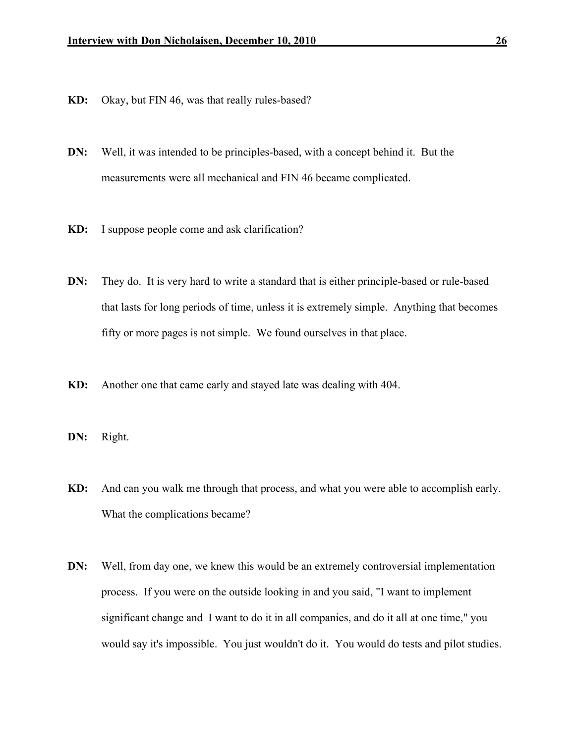**KD:** Okay, but FIN 46, was that really rules-based?

**DN:** Well, it was intended to be principles-based, with a concept behind it. But the measurements were all mechanical and FIN 46 became complicated.

**KD:** I suppose people come and ask clarification?

**DN:** They do. It is very hard to write a standard that is either principle-based or rule-based that lasts for long periods of time, unless it is extremely simple. Anything that becomes fifty or more pages is not simple. We found ourselves in that place.

**KD:** Another one that came early and stayed late was dealing with 404.

**DN:** Right.

**KD:** And can you walk me through that process, and what you were able to accomplish early. What the complications became?

**DN:** Well, from day one, we knew this would be an extremely controversial implementation process. If you were on the outside looking in and you said, "I want to implement significant change and I want to do it in all companies, and do it all at one time," you would say it's impossible. You just wouldn't do it. You would do tests and pilot studies.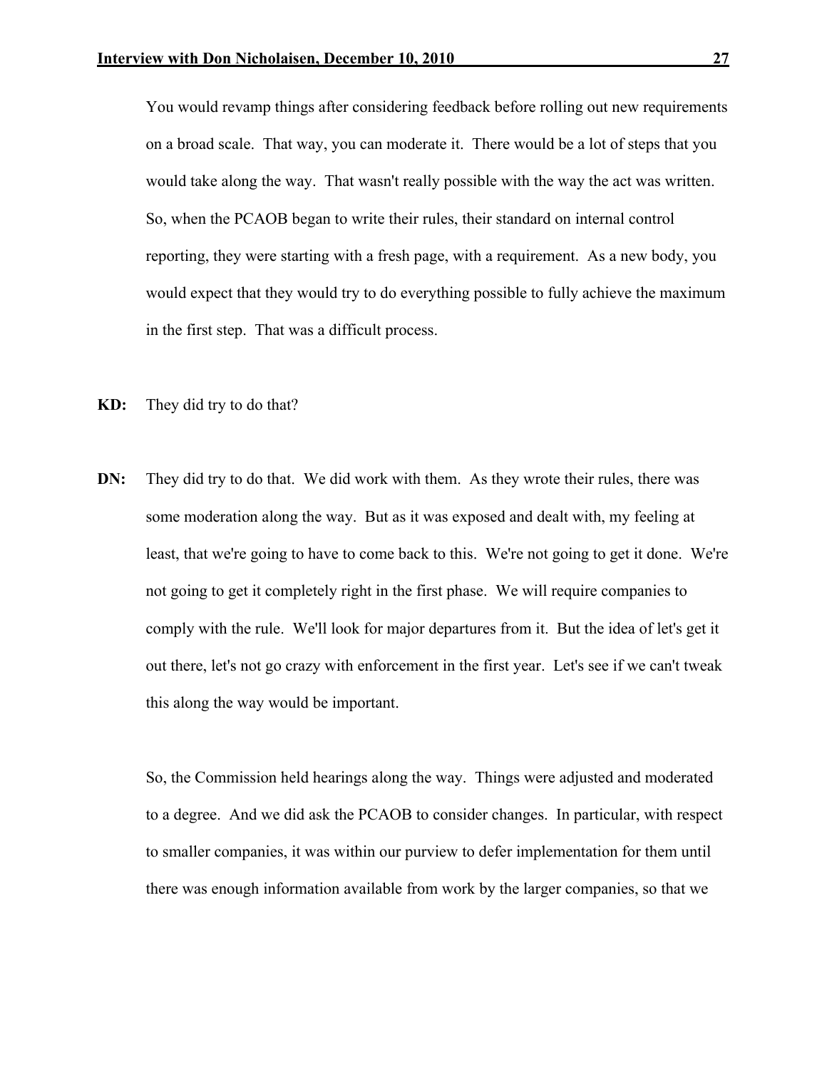You would revamp things after considering feedback before rolling out new requirements on a broad scale. That way, you can moderate it. There would be a lot of steps that you would take along the way. That wasn't really possible with the way the act was written. So, when the PCAOB began to write their rules, their standard on internal control reporting, they were starting with a fresh page, with a requirement. As a new body, you would expect that they would try to do everything possible to fully achieve the maximum in the first step. That was a difficult process.

**KD:** They did try to do that?

**DN:** They did try to do that. We did work with them. As they wrote their rules, there was some moderation along the way. But as it was exposed and dealt with, my feeling at least, that we're going to have to come back to this. We're not going to get it done. We're not going to get it completely right in the first phase. We will require companies to comply with the rule. We'll look for major departures from it. But the idea of let's get it out there, let's not go crazy with enforcement in the first year. Let's see if we can't tweak this along the way would be important.

So, the Commission held hearings along the way. Things were adjusted and moderated to a degree. And we did ask the PCAOB to consider changes. In particular, with respect to smaller companies, it was within our purview to defer implementation for them until there was enough information available from work by the larger companies, so that we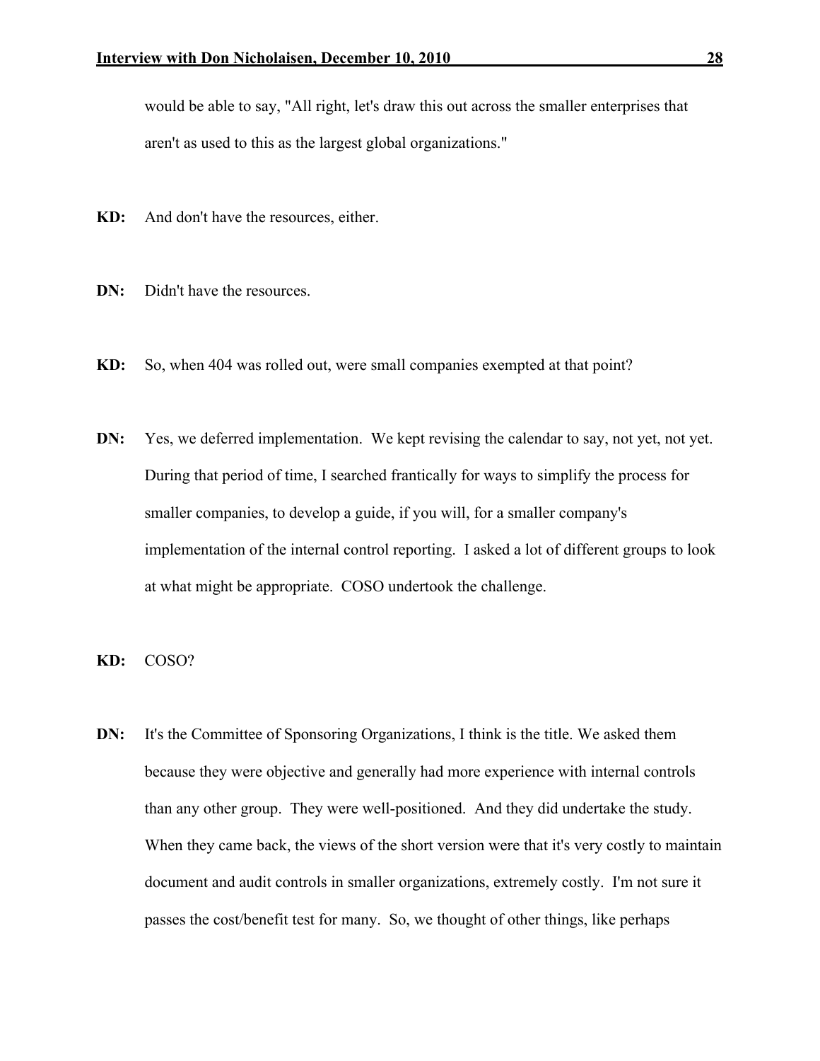would be able to say, "All right, let's draw this out across the smaller enterprises that aren't as used to this as the largest global organizations."

**KD:** And don't have the resources, either.

**DN:** Didn't have the resources.

**KD:** So, when 404 was rolled out, were small companies exempted at that point?

**DN:** Yes, we deferred implementation. We kept revising the calendar to say, not yet, not yet. During that period of time, I searched frantically for ways to simplify the process for smaller companies, to develop a guide, if you will, for a smaller company's implementation of the internal control reporting. I asked a lot of different groups to look at what might be appropriate. COSO undertook the challenge.

**KD:** COSO?

**DN:** It's the Committee of Sponsoring Organizations, I think is the title. We asked them because they were objective and generally had more experience with internal controls than any other group. They were well-positioned. And they did undertake the study. When they came back, the views of the short version were that it's very costly to maintain document and audit controls in smaller organizations, extremely costly. I'm not sure it passes the cost/benefit test for many. So, we thought of other things, like perhaps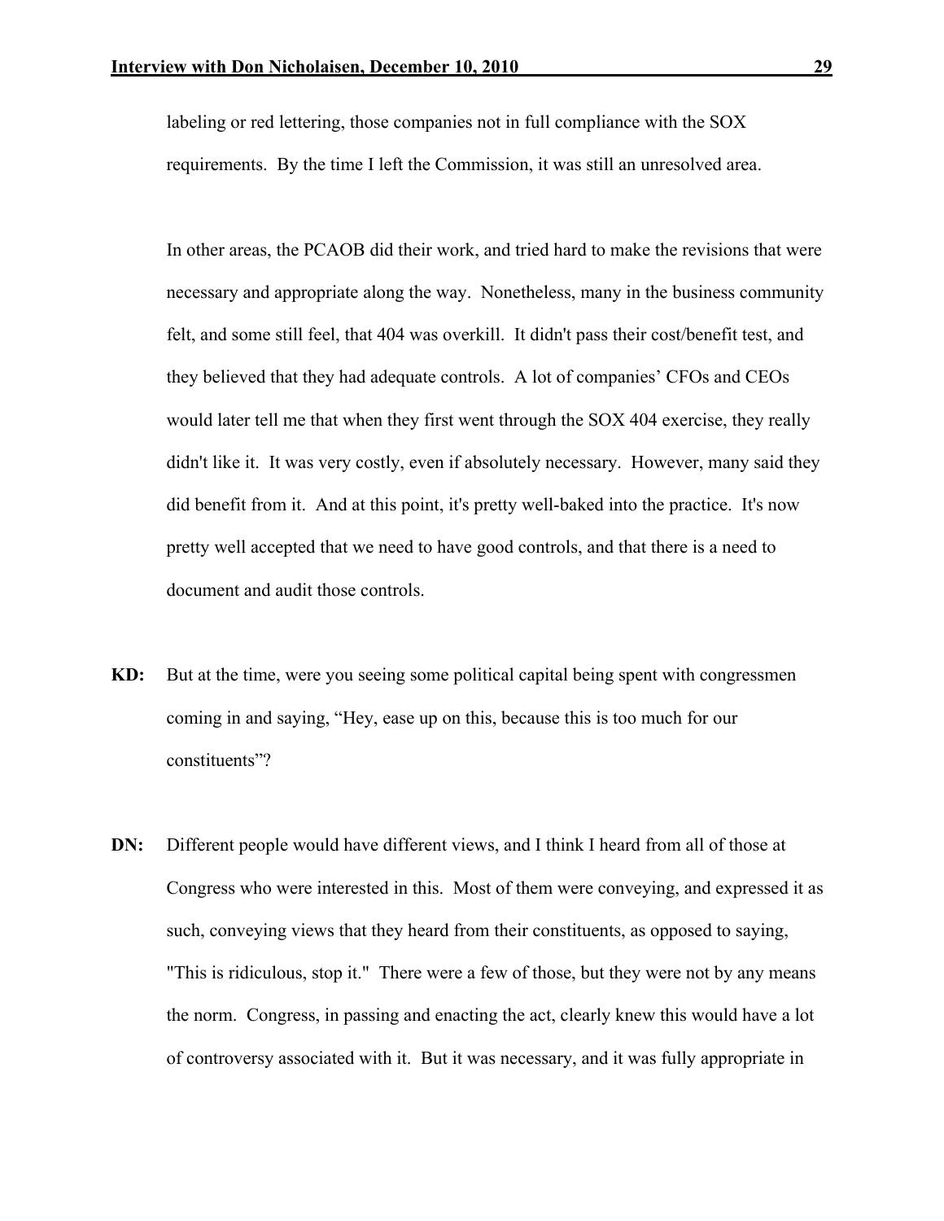labeling or red lettering, those companies not in full compliance with the SOX requirements. By the time I left the Commission, it was still an unresolved area.

In other areas, the PCAOB did their work, and tried hard to make the revisions that were necessary and appropriate along the way. Nonetheless, many in the business community felt, and some still feel, that 404 was overkill. It didn't pass their cost/benefit test, and they believed that they had adequate controls. A lot of companies' CFOs and CEOs would later tell me that when they first went through the SOX 404 exercise, they really didn't like it. It was very costly, even if absolutely necessary. However, many said they did benefit from it. And at this point, it's pretty well-baked into the practice. It's now pretty well accepted that we need to have good controls, and that there is a need to document and audit those controls.

**KD:** But at the time, were you seeing some political capital being spent with congressmen coming in and saying, "Hey, ease up on this, because this is too much for our constituents"?

**DN:** Different people would have different views, and I think I heard from all of those at Congress who were interested in this. Most of them were conveying, and expressed it as such, conveying views that they heard from their constituents, as opposed to saying, "This is ridiculous, stop it." There were a few of those, but they were not by any means the norm. Congress, in passing and enacting the act, clearly knew this would have a lot of controversy associated with it. But it was necessary, and it was fully appropriate in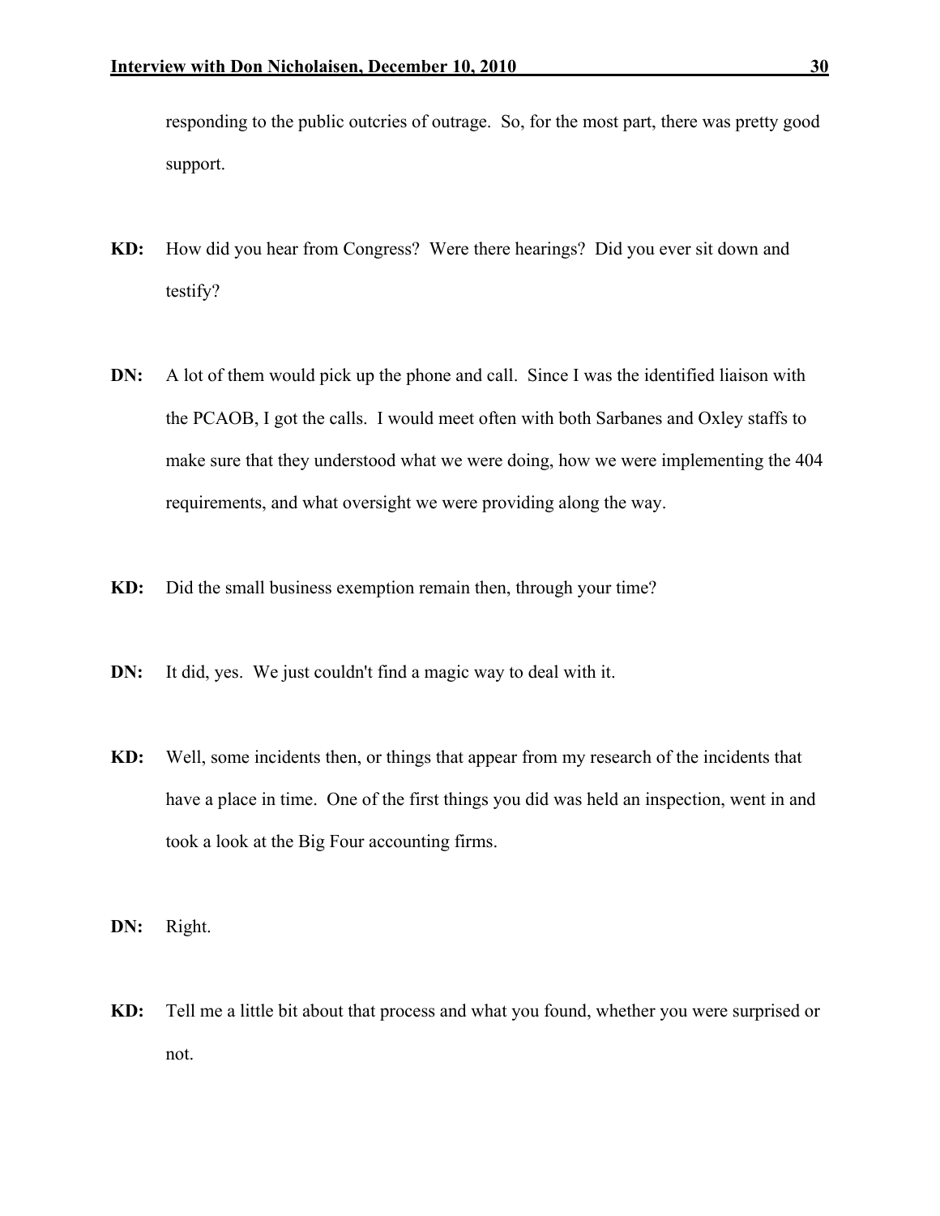responding to the public outcries of outrage. So, for the most part, there was pretty good support.

**KD:** How did you hear from Congress? Were there hearings? Did you ever sit down and testify?

**DN:** A lot of them would pick up the phone and call. Since I was the identified liaison with the PCAOB, I got the calls. I would meet often with both Sarbanes and Oxley staffs to make sure that they understood what we were doing, how we were implementing the 404 requirements, and what oversight we were providing along the way.

**KD:** Did the small business exemption remain then, through your time?

**DN:** It did, yes. We just couldn't find a magic way to deal with it.

**KD:** Well, some incidents then, or things that appear from my research of the incidents that have a place in time. One of the first things you did was held an inspection, went in and took a look at the Big Four accounting firms.

**DN:** Right.

**KD:** Tell me a little bit about that process and what you found, whether you were surprised or not.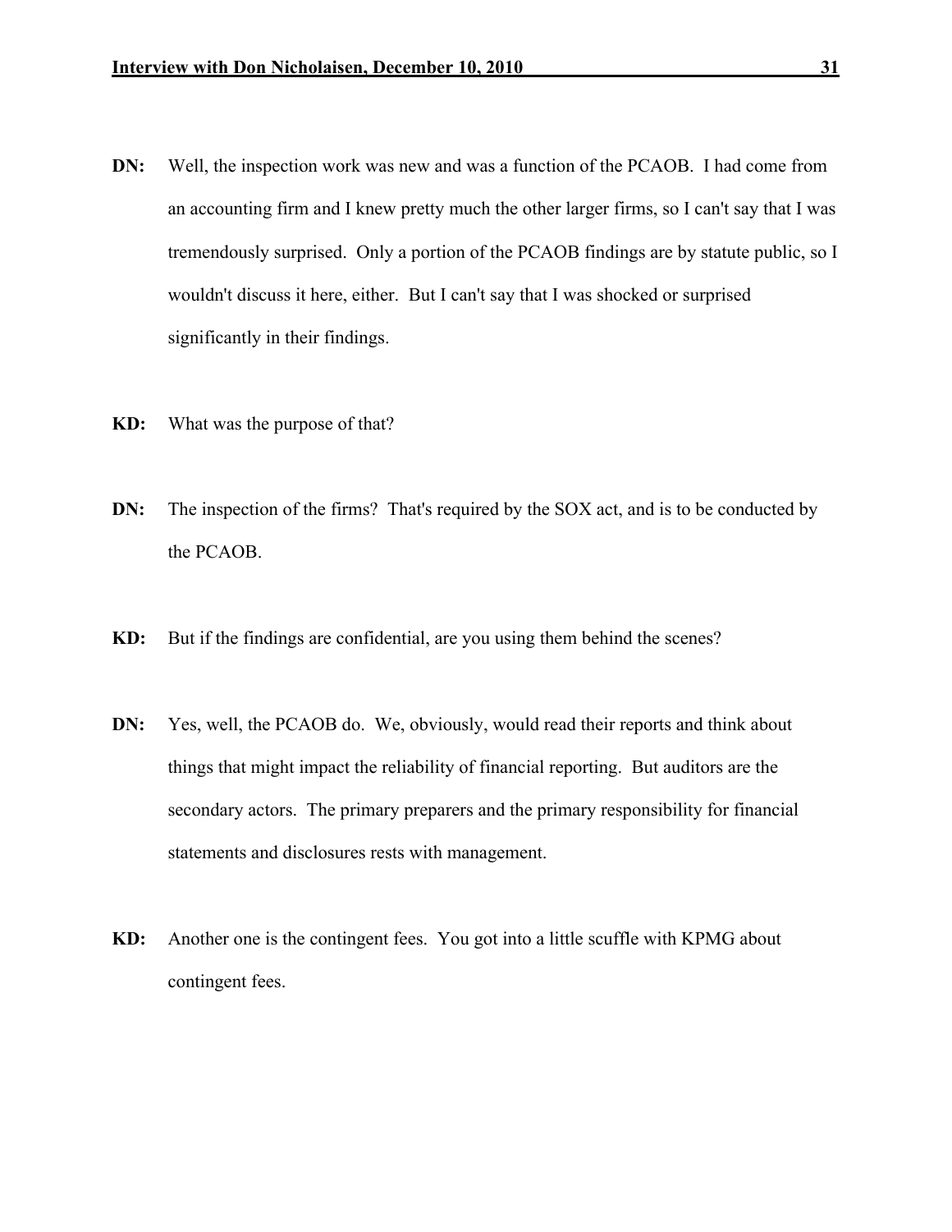**DN:** Well, the inspection work was new and was a function of the PCAOB. I had come from an accounting firm and I knew pretty much the other larger firms, so I can't say that I was tremendously surprised. Only a portion of the PCAOB findings are by statute public, so I wouldn't discuss it here, either. But I can't say that I was shocked or surprised significantly in their findings.

**KD:** What was the purpose of that?

**DN:** The inspection of the firms? That's required by the SOX act, and is to be conducted by the PCAOB.

**KD:** But if the findings are confidential, are you using them behind the scenes?

**DN:** Yes, well, the PCAOB do. We, obviously, would read their reports and think about things that might impact the reliability of financial reporting. But auditors are the secondary actors. The primary preparers and the primary responsibility for financial statements and disclosures rests with management.

**KD:** Another one is the contingent fees. You got into a little scuffle with KPMG about contingent fees.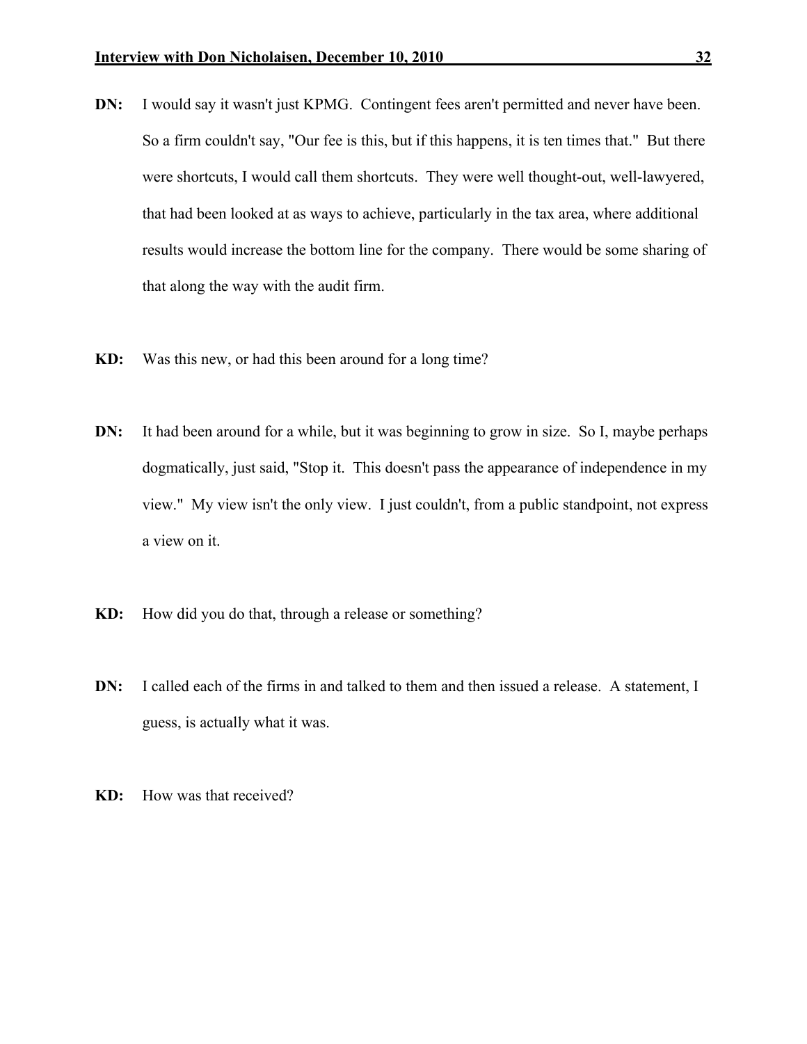**DN:** I would say it wasn't just KPMG. Contingent fees aren't permitted and never have been. So a firm couldn't say, "Our fee is this, but if this happens, it is ten times that." But there were shortcuts, I would call them shortcuts. They were well thought-out, well-lawyered, that had been looked at as ways to achieve, particularly in the tax area, where additional results would increase the bottom line for the company. There would be some sharing of that along the way with the audit firm.

**KD:** Was this new, or had this been around for a long time?

**DN:** It had been around for a while, but it was beginning to grow in size. So I, maybe perhaps dogmatically, just said, "Stop it. This doesn't pass the appearance of independence in my view." My view isn't the only view. I just couldn't, from a public standpoint, not express a view on it.

**KD:** How did you do that, through a release or something?

**DN:** I called each of the firms in and talked to them and then issued a release. A statement, I guess, is actually what it was.

**KD:** How was that received?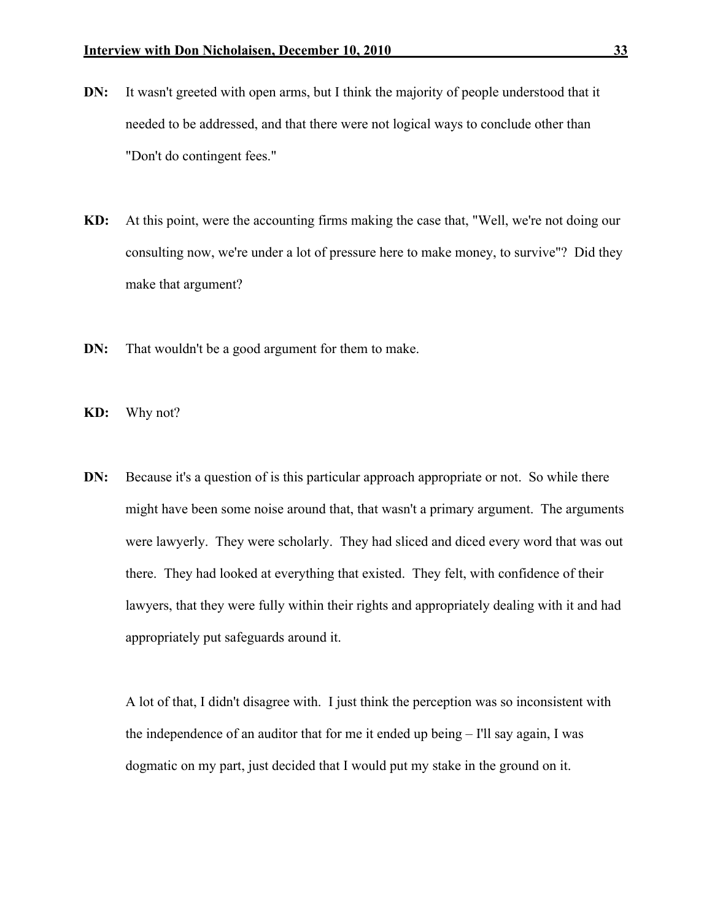**DN:** It wasn't greeted with open arms, but I think the majority of people understood that it needed to be addressed, and that there were not logical ways to conclude other than "Don't do contingent fees."

**KD:** At this point, were the accounting firms making the case that, "Well, we're not doing our consulting now, we're under a lot of pressure here to make money, to survive"? Did they make that argument?

**DN:** That wouldn't be a good argument for them to make.

**KD:** Why not?

**DN:** Because it's a question of is this particular approach appropriate or not. So while there might have been some noise around that, that wasn't a primary argument. The arguments were lawyerly. They were scholarly. They had sliced and diced every word that was out there. They had looked at everything that existed. They felt, with confidence of their lawyers, that they were fully within their rights and appropriately dealing with it and had appropriately put safeguards around it.

A lot of that, I didn't disagree with. I just think the perception was so inconsistent with the independence of an auditor that for me it ended up being – I'll say again, I was dogmatic on my part, just decided that I would put my stake in the ground on it.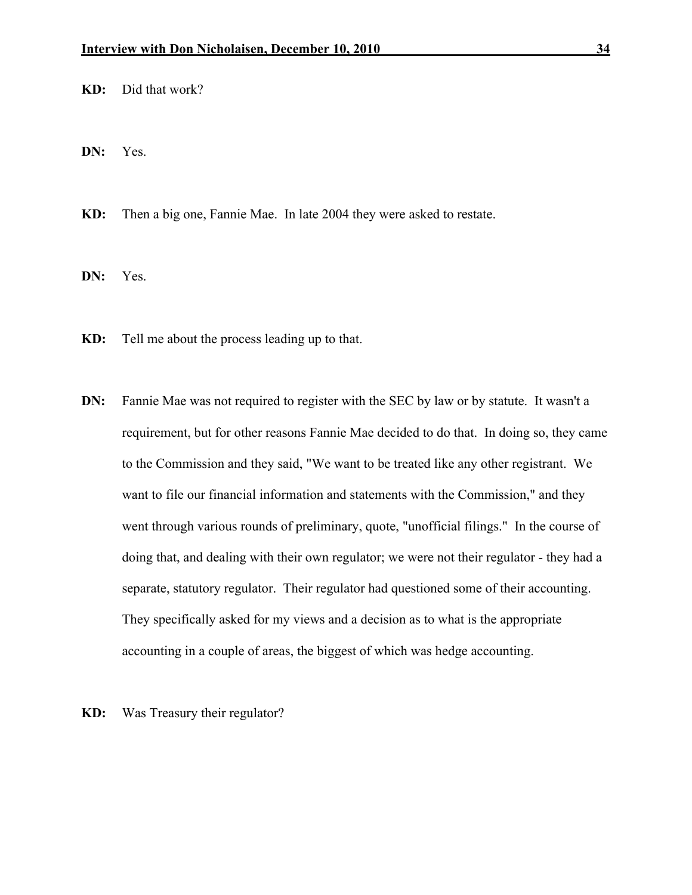**KD:** Did that work?

**DN:** Yes.

**KD:** Then a big one, Fannie Mae. In late 2004 they were asked to restate.

**DN:** Yes.

**KD:** Tell me about the process leading up to that.

**DN:** Fannie Mae was not required to register with the SEC by law or by statute. It wasn't a requirement, but for other reasons Fannie Mae decided to do that. In doing so, they came to the Commission and they said, "We want to be treated like any other registrant. We want to file our financial information and statements with the Commission," and they went through various rounds of preliminary, quote, "unofficial filings." In the course of doing that, and dealing with their own regulator; we were not their regulator - they had a separate, statutory regulator. Their regulator had questioned some of their accounting. They specifically asked for my views and a decision as to what is the appropriate accounting in a couple of areas, the biggest of which was hedge accounting.

**KD:** Was Treasury their regulator?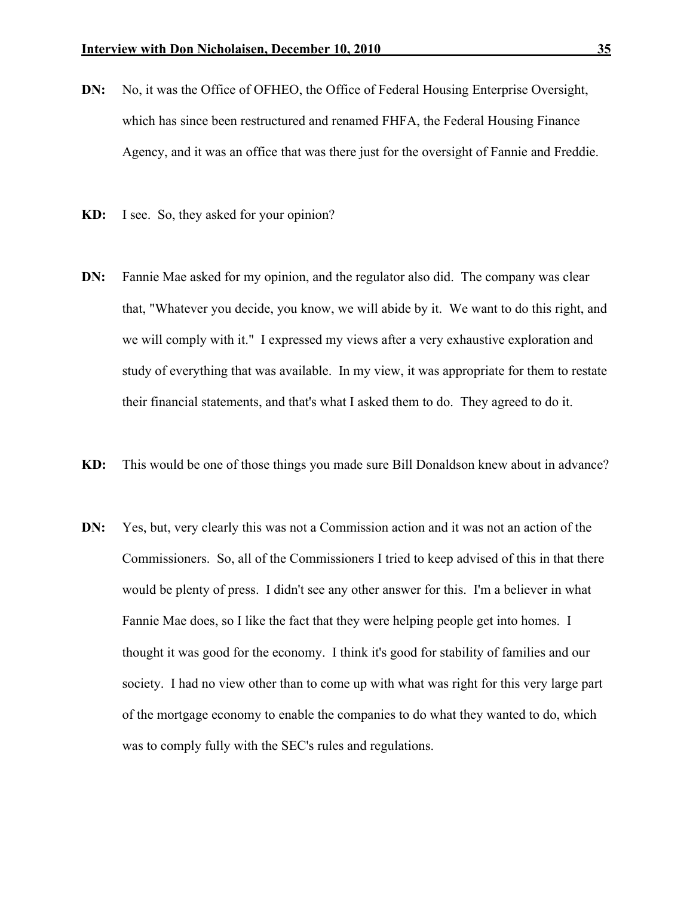**DN:** No, it was the Office of OFHEO, the Office of Federal Housing Enterprise Oversight, which has since been restructured and renamed FHFA, the Federal Housing Finance Agency, and it was an office that was there just for the oversight of Fannie and Freddie.

**KD:** I see. So, they asked for your opinion?

**DN:** Fannie Mae asked for my opinion, and the regulator also did. The company was clear that, "Whatever you decide, you know, we will abide by it. We want to do this right, and we will comply with it." I expressed my views after a very exhaustive exploration and study of everything that was available. In my view, it was appropriate for them to restate their financial statements, and that's what I asked them to do. They agreed to do it.

**KD:** This would be one of those things you made sure Bill Donaldson knew about in advance?

**DN:** Yes, but, very clearly this was not a Commission action and it was not an action of the Commissioners. So, all of the Commissioners I tried to keep advised of this in that there would be plenty of press. I didn't see any other answer for this. I'm a believer in what Fannie Mae does, so I like the fact that they were helping people get into homes. I thought it was good for the economy. I think it's good for stability of families and our society. I had no view other than to come up with what was right for this very large part of the mortgage economy to enable the companies to do what they wanted to do, which was to comply fully with the SEC's rules and regulations.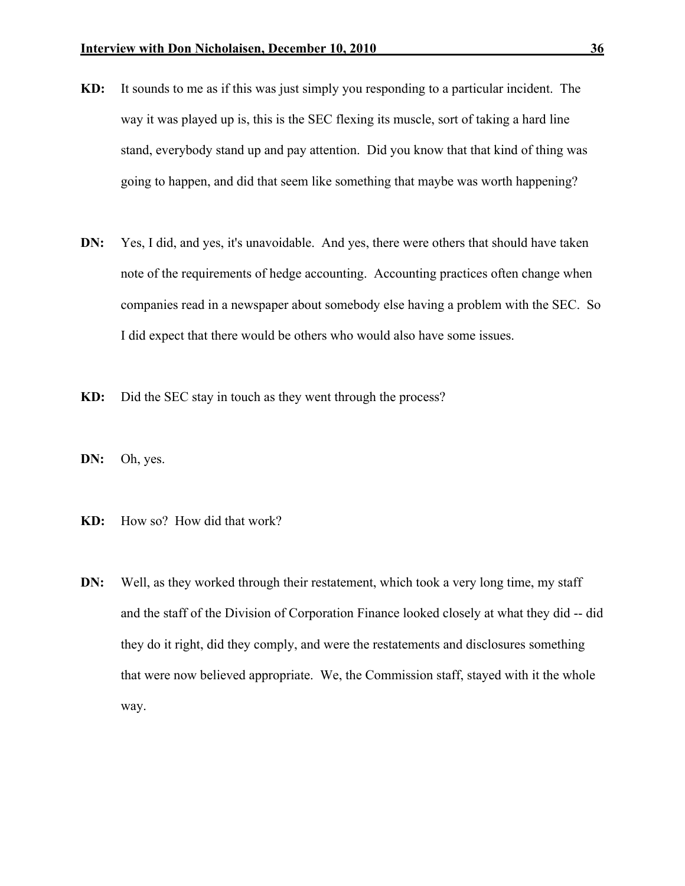**KD:** It sounds to me as if this was just simply you responding to a particular incident. The way it was played up is, this is the SEC flexing its muscle, sort of taking a hard line stand, everybody stand up and pay attention. Did you know that that kind of thing was going to happen, and did that seem like something that maybe was worth happening?

**DN:** Yes, I did, and yes, it's unavoidable. And yes, there were others that should have taken note of the requirements of hedge accounting. Accounting practices often change when companies read in a newspaper about somebody else having a problem with the SEC. So I did expect that there would be others who would also have some issues.

**KD:** Did the SEC stay in touch as they went through the process?

**DN:** Oh, yes.

**KD:** How so? How did that work?

**DN:** Well, as they worked through their restatement, which took a very long time, my staff and the staff of the Division of Corporation Finance looked closely at what they did -- did they do it right, did they comply, and were the restatements and disclosures something that were now believed appropriate. We, the Commission staff, stayed with it the whole way.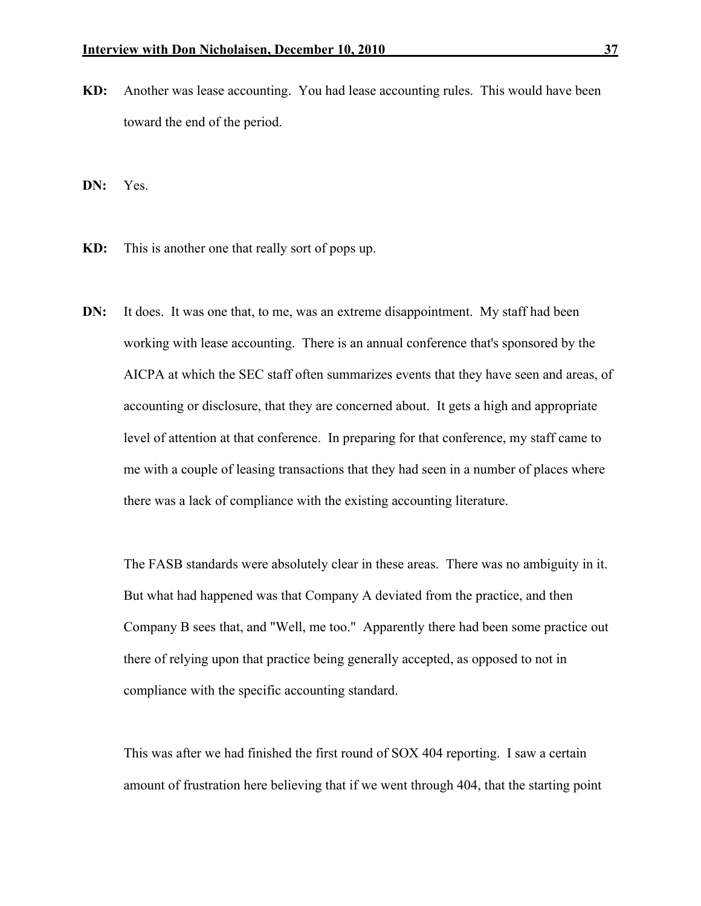**KD:** Another was lease accounting. You had lease accounting rules. This would have been toward the end of the period.

**DN:** Yes.

**KD:** This is another one that really sort of pops up.

**DN:** It does. It was one that, to me, was an extreme disappointment. My staff had been working with lease accounting. There is an annual conference that's sponsored by the AICPA at which the SEC staff often summarizes events that they have seen and areas, of accounting or disclosure, that they are concerned about. It gets a high and appropriate level of attention at that conference. In preparing for that conference, my staff came to me with a couple of leasing transactions that they had seen in a number of places where there was a lack of compliance with the existing accounting literature.

The FASB standards were absolutely clear in these areas. There was no ambiguity in it. But what had happened was that Company A deviated from the practice, and then Company B sees that, and "Well, me too." Apparently there had been some practice out there of relying upon that practice being generally accepted, as opposed to not in compliance with the specific accounting standard.

This was after we had finished the first round of SOX 404 reporting. I saw a certain amount of frustration here believing that if we went through 404, that the starting point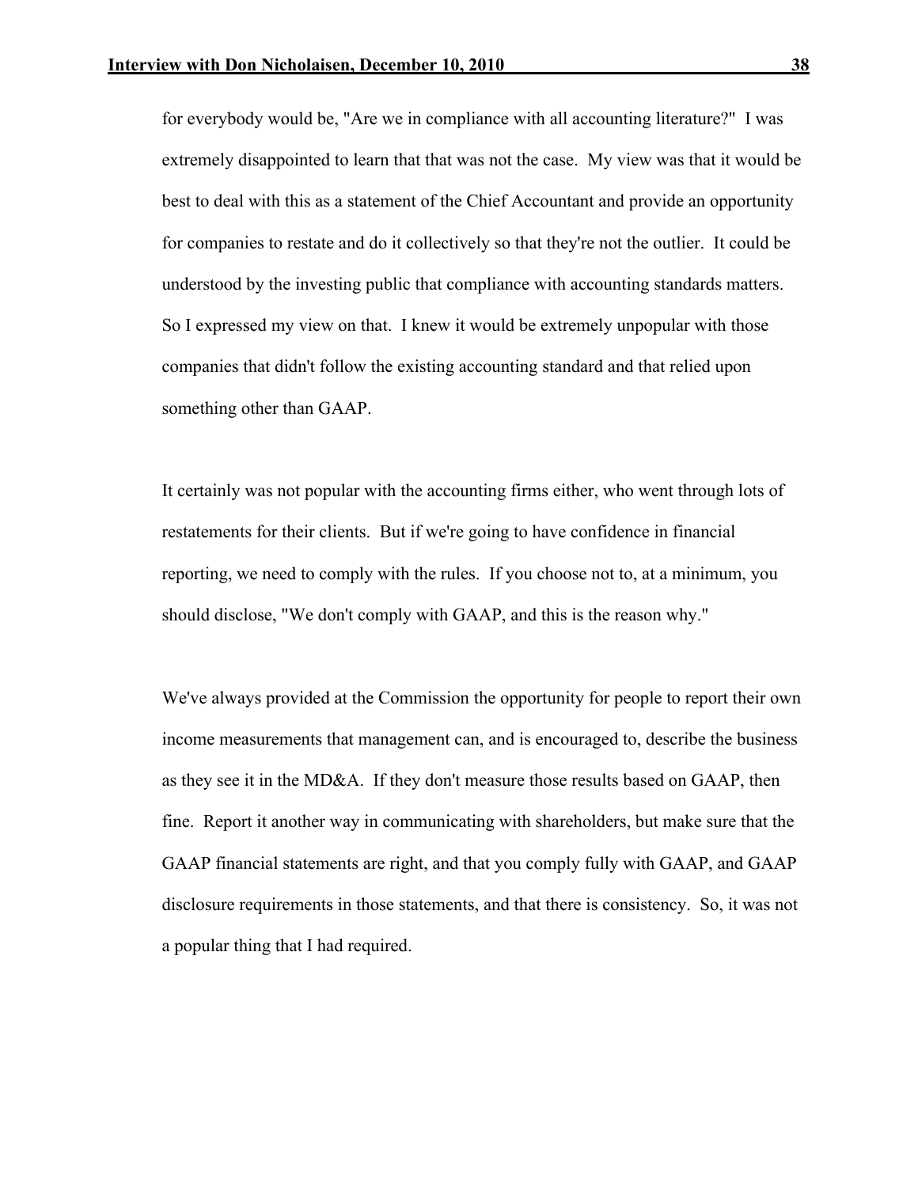for everybody would be, "Are we in compliance with all accounting literature?" I was extremely disappointed to learn that that was not the case. My view was that it would be best to deal with this as a statement of the Chief Accountant and provide an opportunity for companies to restate and do it collectively so that they're not the outlier. It could be understood by the investing public that compliance with accounting standards matters. So I expressed my view on that. I knew it would be extremely unpopular with those companies that didn't follow the existing accounting standard and that relied upon something other than GAAP.

It certainly was not popular with the accounting firms either, who went through lots of restatements for their clients. But if we're going to have confidence in financial reporting, we need to comply with the rules. If you choose not to, at a minimum, you should disclose, "We don't comply with GAAP, and this is the reason why."

We've always provided at the Commission the opportunity for people to report their own income measurements that management can, and is encouraged to, describe the business as they see it in the MD&A. If they don't measure those results based on GAAP, then fine. Report it another way in communicating with shareholders, but make sure that the GAAP financial statements are right, and that you comply fully with GAAP, and GAAP disclosure requirements in those statements, and that there is consistency. So, it was not a popular thing that I had required.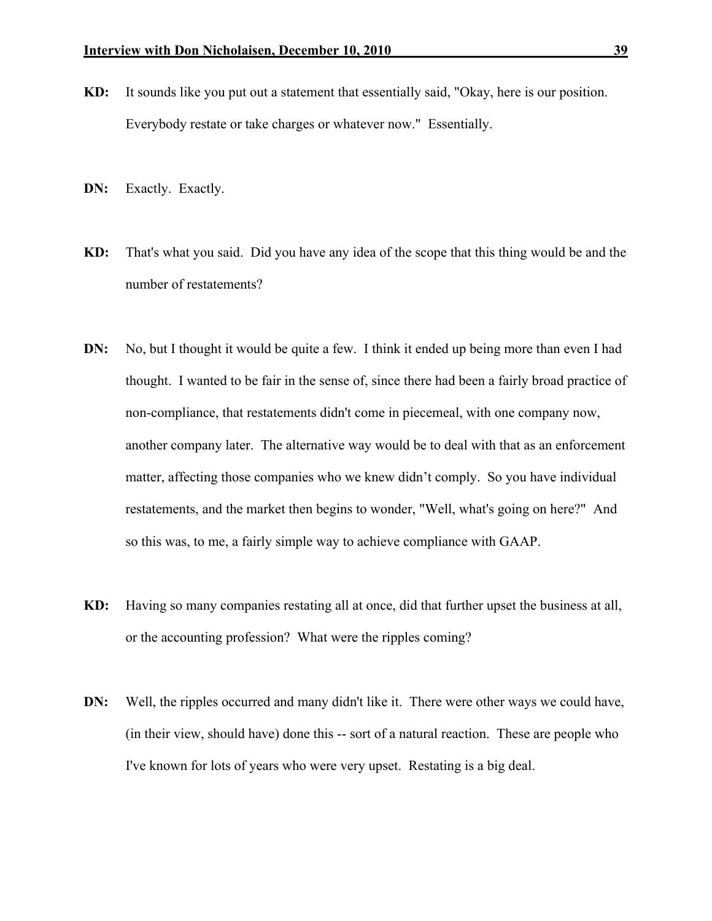**KD:** It sounds like you put out a statement that essentially said, "Okay, here is our position. Everybody restate or take charges or whatever now." Essentially.

**DN:** Exactly. Exactly.

**KD:** That's what you said. Did you have any idea of the scope that this thing would be and the number of restatements?

**DN:** No, but I thought it would be quite a few. I think it ended up being more than even I had thought. I wanted to be fair in the sense of, since there had been a fairly broad practice of non-compliance, that restatements didn't come in piecemeal, with one company now, another company later. The alternative way would be to deal with that as an enforcement matter, affecting those companies who we knew didn't comply. So you have individual restatements, and the market then begins to wonder, "Well, what's going on here?" And so this was, to me, a fairly simple way to achieve compliance with GAAP.

**KD:** Having so many companies restating all at once, did that further upset the business at all, or the accounting profession? What were the ripples coming?

**DN:** Well, the ripples occurred and many didn't like it. There were other ways we could have, (in their view, should have) done this -- sort of a natural reaction. These are people who I've known for lots of years who were very upset. Restating is a big deal.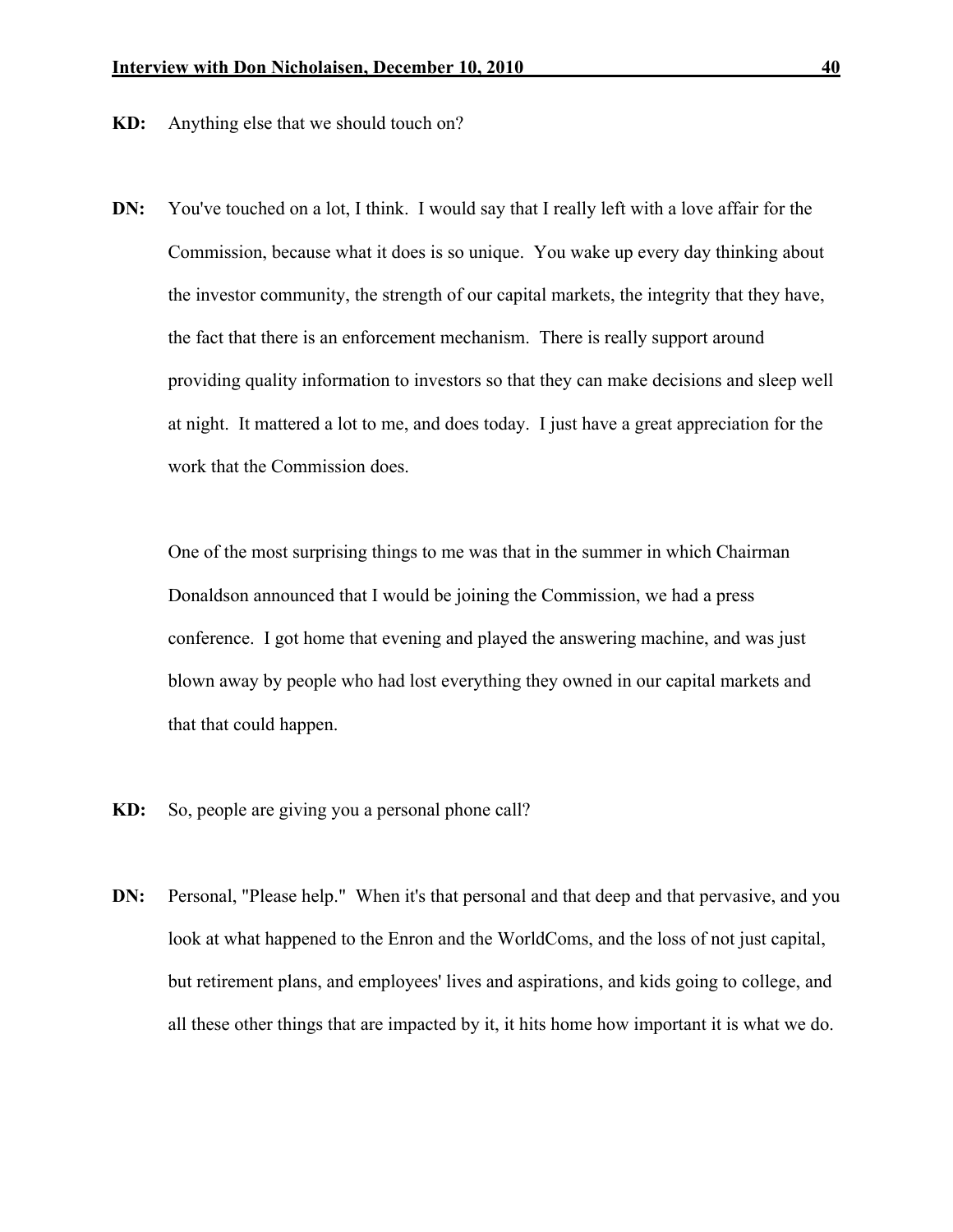**KD:** Anything else that we should touch on?

**DN:** You've touched on a lot, I think. I would say that I really left with a love affair for the Commission, because what it does is so unique. You wake up every day thinking about the investor community, the strength of our capital markets, the integrity that they have, the fact that there is an enforcement mechanism. There is really support around providing quality information to investors so that they can make decisions and sleep well at night. It mattered a lot to me, and does today. I just have a great appreciation for the work that the Commission does.

One of the most surprising things to me was that in the summer in which Chairman Donaldson announced that I would be joining the Commission, we had a press conference. I got home that evening and played the answering machine, and was just blown away by people who had lost everything they owned in our capital markets and that that could happen.

**KD:** So, people are giving you a personal phone call?

**DN:** Personal, "Please help." When it's that personal and that deep and that pervasive, and you look at what happened to the Enron and the WorldComs, and the loss of not just capital, but retirement plans, and employees' lives and aspirations, and kids going to college, and all these other things that are impacted by it, it hits home how important it is what we do.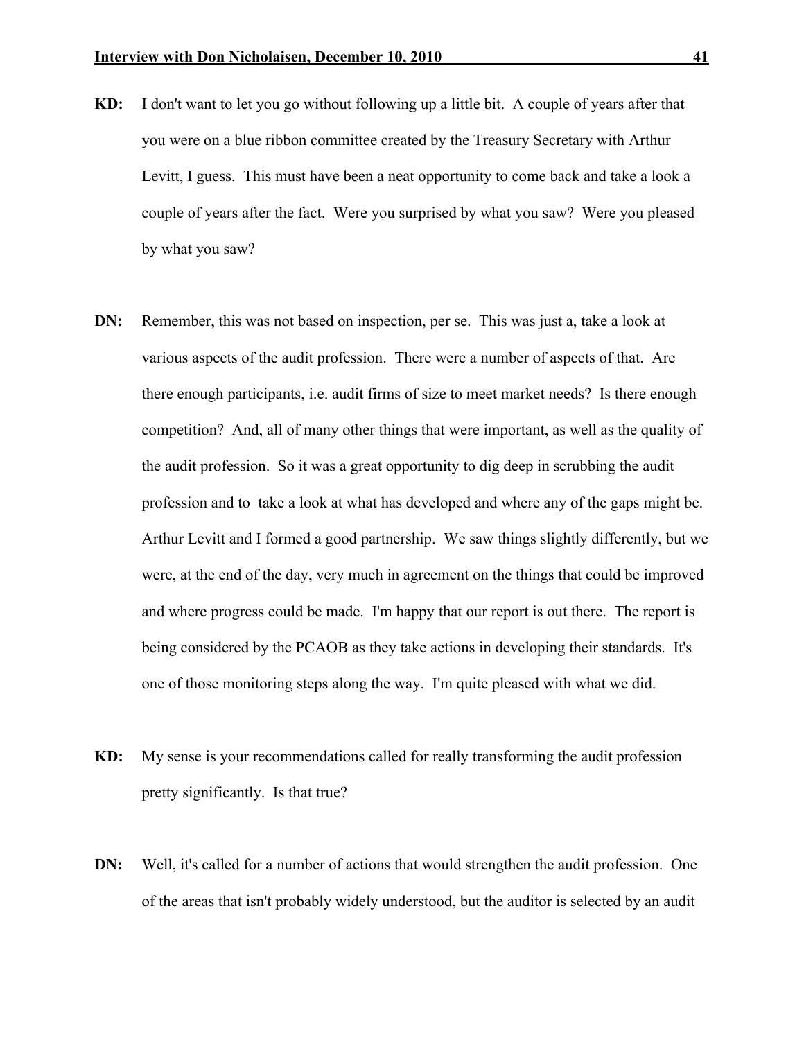**KD:** I don't want to let you go without following up a little bit. A couple of years after that you were on a blue ribbon committee created by the Treasury Secretary with Arthur Levitt, I guess. This must have been a neat opportunity to come back and take a look a couple of years after the fact. Were you surprised by what you saw? Were you pleased by what you saw?

**DN:** Remember, this was not based on inspection, per se. This was just a, take a look at various aspects of the audit profession. There were a number of aspects of that. Are there enough participants, i.e. audit firms of size to meet market needs? Is there enough competition? And, all of many other things that were important, as well as the quality of the audit profession. So it was a great opportunity to dig deep in scrubbing the audit profession and to take a look at what has developed and where any of the gaps might be. Arthur Levitt and I formed a good partnership. We saw things slightly differently, but we were, at the end of the day, very much in agreement on the things that could be improved and where progress could be made. I'm happy that our report is out there. The report is being considered by the PCAOB as they take actions in developing their standards. It's one of those monitoring steps along the way. I'm quite pleased with what we did.

**KD:** My sense is your recommendations called for really transforming the audit profession pretty significantly. Is that true?

**DN:** Well, it's called for a number of actions that would strengthen the audit profession. One of the areas that isn't probably widely understood, but the auditor is selected by an audit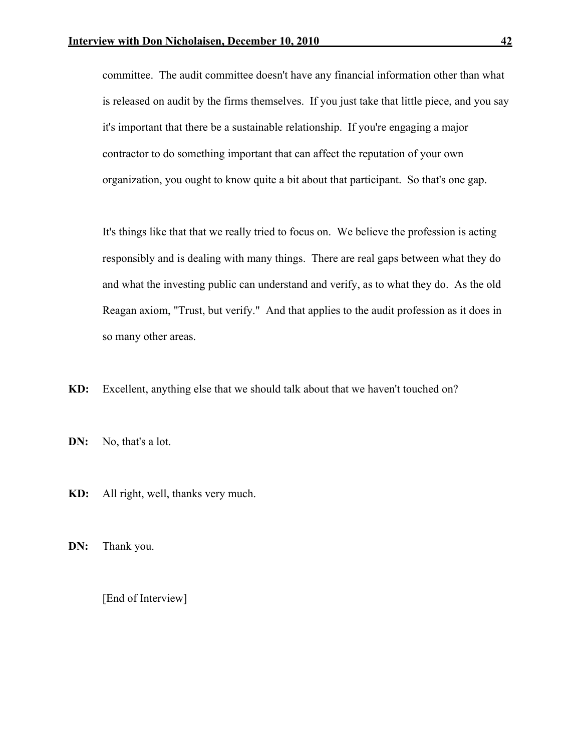committee. The audit committee doesn't have any financial information other than what is released on audit by the firms themselves. If you just take that little piece, and you say it's important that there be a sustainable relationship. If you're engaging a major contractor to do something important that can affect the reputation of your own organization, you ought to know quite a bit about that participant. So that's one gap.

It's things like that that we really tried to focus on. We believe the profession is acting responsibly and is dealing with many things. There are real gaps between what they do and what the investing public can understand and verify, as to what they do. As the old Reagan axiom, "Trust, but verify." And that applies to the audit profession as it does in so many other areas.

**KD:** Excellent, anything else that we should talk about that we haven't touched on?

**DN:** No, that's a lot.

**KD:** All right, well, thanks very much.

**DN:** Thank you.

[End of Interview]